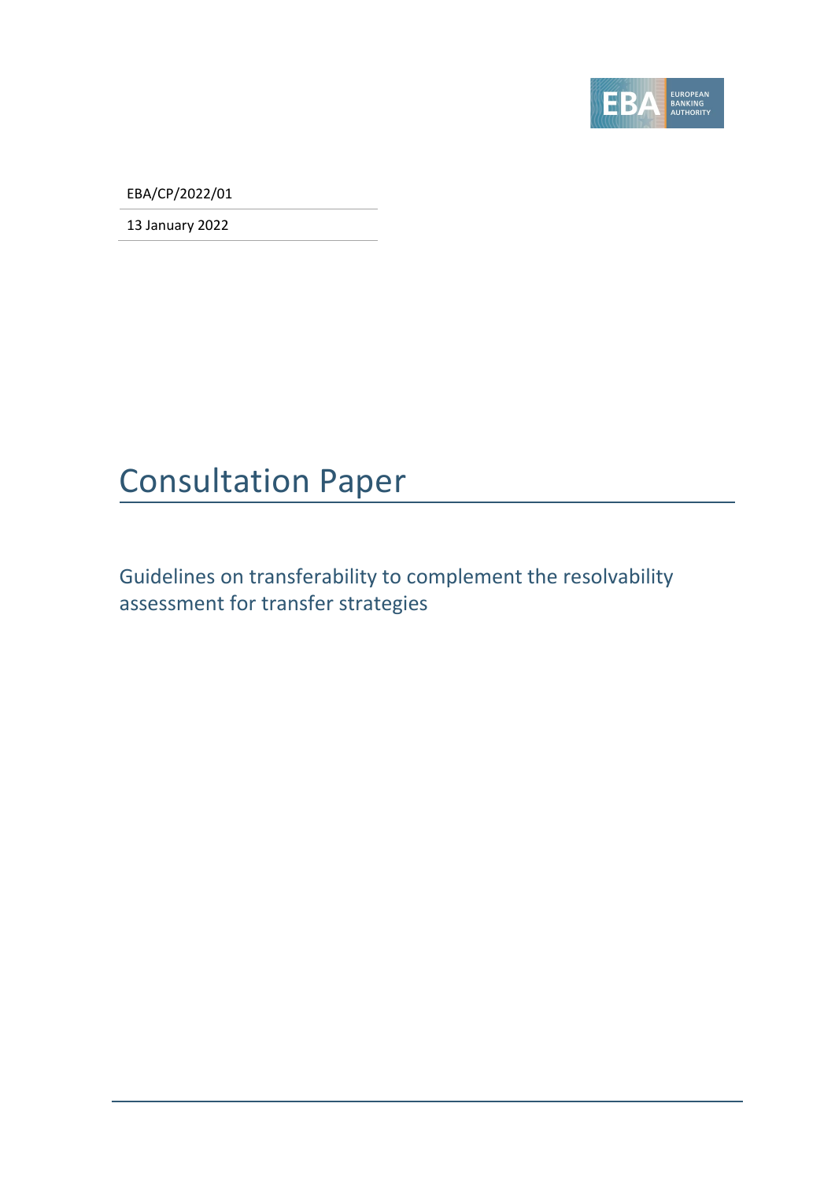EBA/CP/2022/01

13 January 2022

# Consultation Paper

## Guidelines on transferability to complement the resolvability assessment for transfer strategies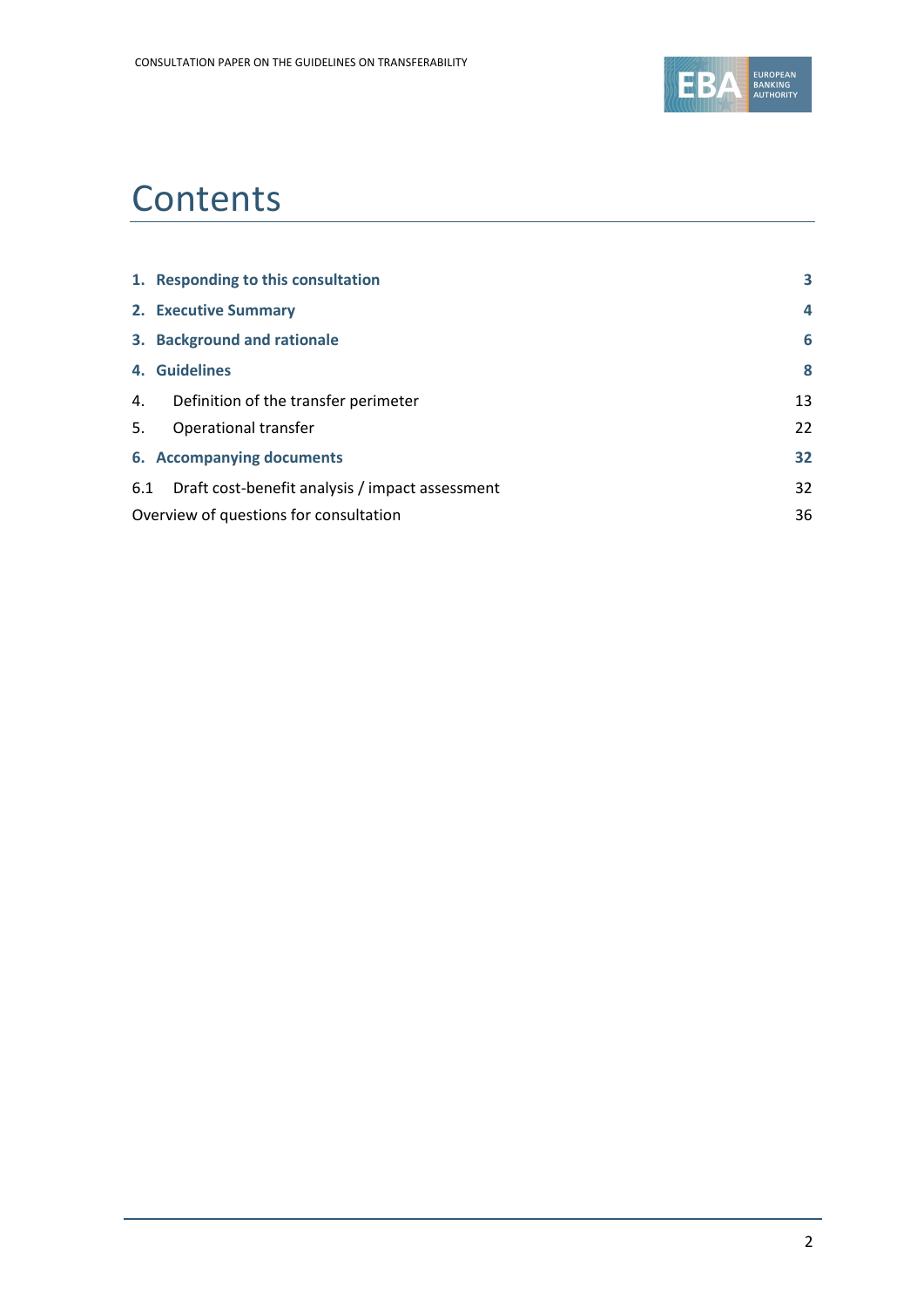# Contents

| | |
|---|---|
| **1. Responding to this consultation** | **3** |
| **2. Executive Summary** | **4** |
| **3. Background and rationale** | **6** |
| **4. Guidelines** | **8** |
| 4. Definition of the transfer perimeter | 13 |
| 5. Operational transfer | 22 |
| **6. Accompanying documents** | **32** |
| 6.1 Draft cost-benefit analysis / impact assessment | 32 |
| Overview of questions for consultation | 36 |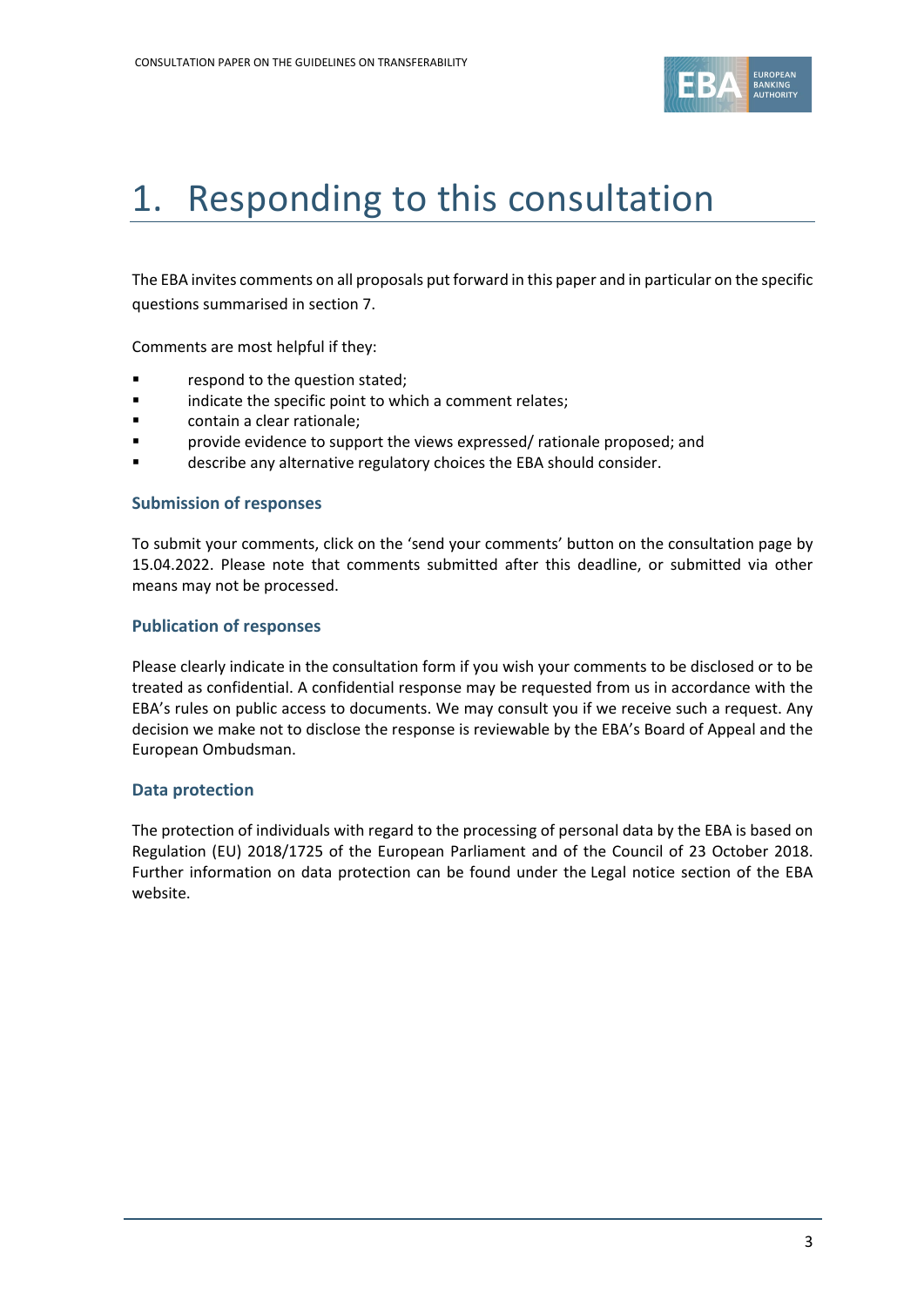# 1. Responding to this consultation

The EBA invites comments on all proposals put forward in this paper and in particular on the specific questions summarised in section 7.

Comments are most helpful if they:

- respond to the question stated;
- indicate the specific point to which a comment relates;
- contain a clear rationale;
- provide evidence to support the views expressed/ rationale proposed; and
- describe any alternative regulatory choices the EBA should consider.

### Submission of responses

To submit your comments, click on the 'send your comments' button on the consultation page by 15.04.2022. Please note that comments submitted after this deadline, or submitted via other means may not be processed.

### Publication of responses

Please clearly indicate in the consultation form if you wish your comments to be disclosed or to be treated as confidential. A confidential response may be requested from us in accordance with the EBA's rules on public access to documents. We may consult you if we receive such a request. Any decision we make not to disclose the response is reviewable by the EBA's Board of Appeal and the European Ombudsman.

### Data protection

The protection of individuals with regard to the processing of personal data by the EBA is based on Regulation (EU) 2018/1725 of the European Parliament and of the Council of 23 October 2018. Further information on data protection can be found under the Legal notice section of the EBA website.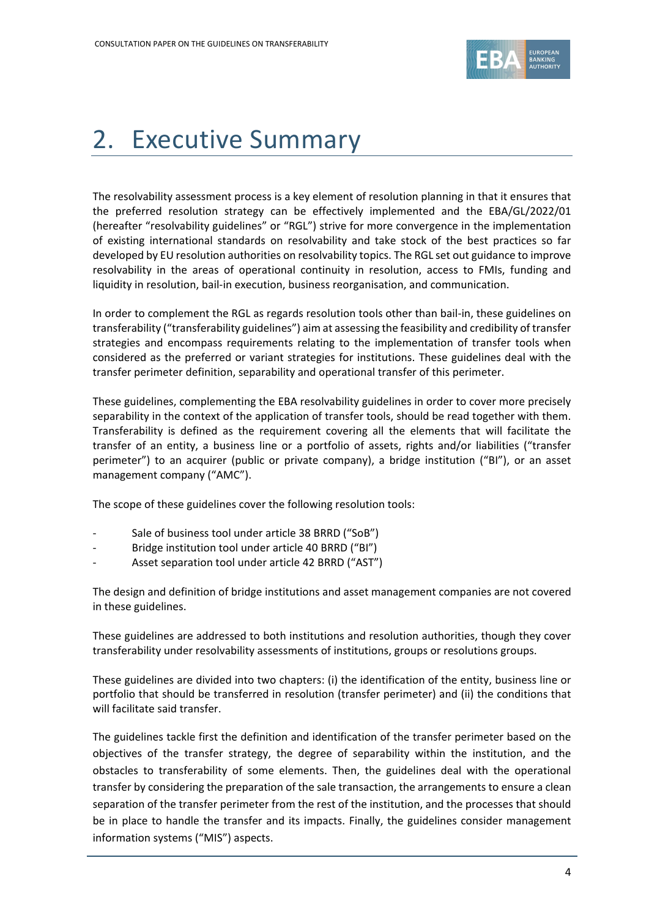# 2. Executive Summary

The resolvability assessment process is a key element of resolution planning in that it ensures that the preferred resolution strategy can be effectively implemented and the EBA/GL/2022/01 (hereafter "resolvability guidelines" or "RGL") strive for more convergence in the implementation of existing international standards on resolvability and take stock of the best practices so far developed by EU resolution authorities on resolvability topics. The RGL set out guidance to improve resolvability in the areas of operational continuity in resolution, access to FMIs, funding and liquidity in resolution, bail-in execution, business reorganisation, and communication.

In order to complement the RGL as regards resolution tools other than bail-in, these guidelines on transferability ("transferability guidelines") aim at assessing the feasibility and credibility of transfer strategies and encompass requirements relating to the implementation of transfer tools when considered as the preferred or variant strategies for institutions. These guidelines deal with the transfer perimeter definition, separability and operational transfer of this perimeter.

These guidelines, complementing the EBA resolvability guidelines in order to cover more precisely separability in the context of the application of transfer tools, should be read together with them. Transferability is defined as the requirement covering all the elements that will facilitate the transfer of an entity, a business line or a portfolio of assets, rights and/or liabilities ("transfer perimeter") to an acquirer (public or private company), a bridge institution ("BI"), or an asset management company ("AMC").

The scope of these guidelines cover the following resolution tools:

- Sale of business tool under article 38 BRRD ("SoB")
- Bridge institution tool under article 40 BRRD ("BI")
- Asset separation tool under article 42 BRRD ("AST")

The design and definition of bridge institutions and asset management companies are not covered in these guidelines.

These guidelines are addressed to both institutions and resolution authorities, though they cover transferability under resolvability assessments of institutions, groups or resolutions groups.

These guidelines are divided into two chapters: (i) the identification of the entity, business line or portfolio that should be transferred in resolution (transfer perimeter) and (ii) the conditions that will facilitate said transfer.

The guidelines tackle first the definition and identification of the transfer perimeter based on the objectives of the transfer strategy, the degree of separability within the institution, and the obstacles to transferability of some elements. Then, the guidelines deal with the operational transfer by considering the preparation of the sale transaction, the arrangements to ensure a clean separation of the transfer perimeter from the rest of the institution, and the processes that should be in place to handle the transfer and its impacts. Finally, the guidelines consider management information systems ("MIS") aspects.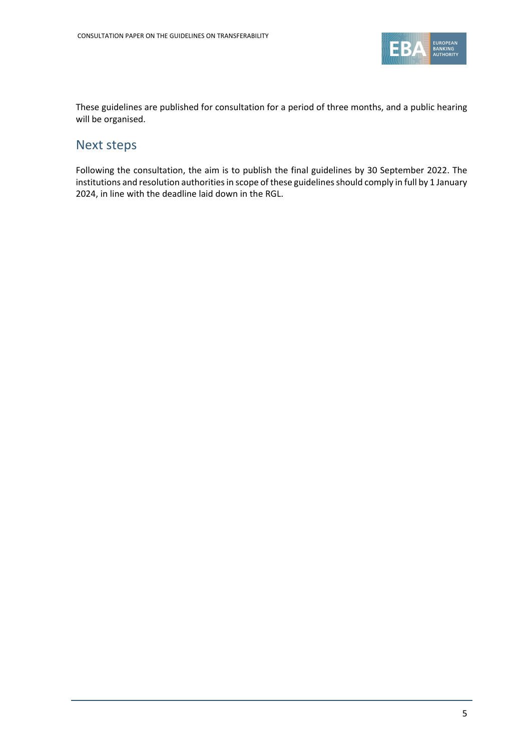These guidelines are published for consultation for a period of three months, and a public hearing will be organised.

## Next steps

Following the consultation, the aim is to publish the final guidelines by 30 September 2022. The institutions and resolution authorities in scope of these guidelines should comply in full by 1 January 2024, in line with the deadline laid down in the RGL.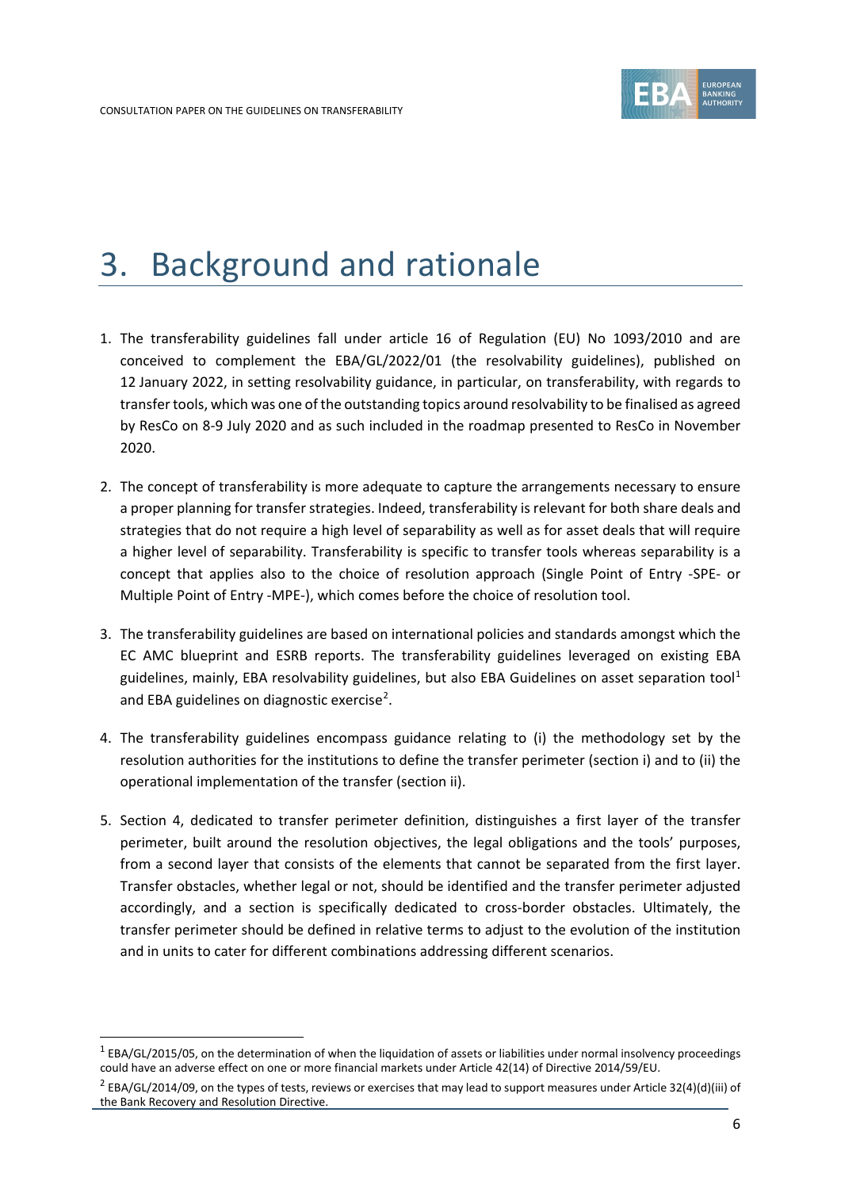# 3. Background and rationale

1. The transferability guidelines fall under article 16 of Regulation (EU) No 1093/2010 and are conceived to complement the EBA/GL/2022/01 (the resolvability guidelines), published on 12 January 2022, in setting resolvability guidance, in particular, on transferability, with regards to transfer tools, which was one of the outstanding topics around resolvability to be finalised as agreed by ResCo on 8-9 July 2020 and as such included in the roadmap presented to ResCo in November 2020.

2. The concept of transferability is more adequate to capture the arrangements necessary to ensure a proper planning for transfer strategies. Indeed, transferability is relevant for both share deals and strategies that do not require a high level of separability as well as for asset deals that will require a higher level of separability. Transferability is specific to transfer tools whereas separability is a concept that applies also to the choice of resolution approach (Single Point of Entry -SPE- or Multiple Point of Entry -MPE-), which comes before the choice of resolution tool.

3. The transferability guidelines are based on international policies and standards amongst which the EC AMC blueprint and ESRB reports. The transferability guidelines leveraged on existing EBA guidelines, mainly, EBA resolvability guidelines, but also EBA Guidelines on asset separation tool[1] and EBA guidelines on diagnostic exercise[2].

4. The transferability guidelines encompass guidance relating to (i) the methodology set by the resolution authorities for the institutions to define the transfer perimeter (section i) and to (ii) the operational implementation of the transfer (section ii).

5. Section 4, dedicated to transfer perimeter definition, distinguishes a first layer of the transfer perimeter, built around the resolution objectives, the legal obligations and the tools' purposes, from a second layer that consists of the elements that cannot be separated from the first layer. Transfer obstacles, whether legal or not, should be identified and the transfer perimeter adjusted accordingly, and a section is specifically dedicated to cross-border obstacles. Ultimately, the transfer perimeter should be defined in relative terms to adjust to the evolution of the institution and in units to cater for different combinations addressing different scenarios.

---

[1] EBA/GL/2015/05, on the determination of when the liquidation of assets or liabilities under normal insolvency proceedings could have an adverse effect on one or more financial markets under Article 42(14) of Directive 2014/59/EU.

[2] EBA/GL/2014/09, on the types of tests, reviews or exercises that may lead to support measures under Article 32(4)(d)(iii) of the Bank Recovery and Resolution Directive.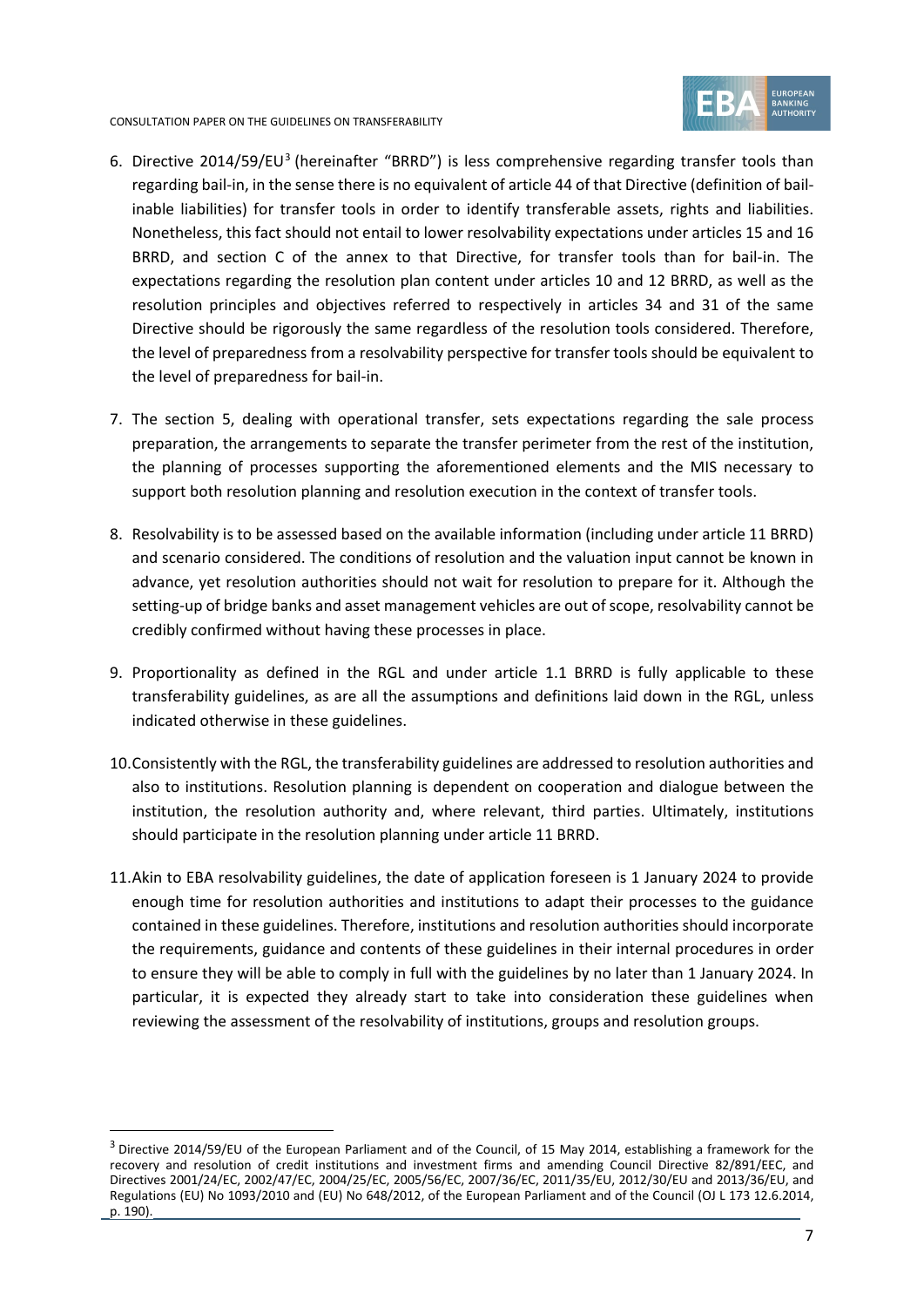6. Directive 2014/59/EU[3] (hereinafter "BRRD") is less comprehensive regarding transfer tools than regarding bail-in, in the sense there is no equivalent of article 44 of that Directive (definition of bail-inable liabilities) for transfer tools in order to identify transferable assets, rights and liabilities. Nonetheless, this fact should not entail to lower resolvability expectations under articles 15 and 16 BRRD, and section C of the annex to that Directive, for transfer tools than for bail-in. The expectations regarding the resolution plan content under articles 10 and 12 BRRD, as well as the resolution principles and objectives referred to respectively in articles 34 and 31 of the same Directive should be rigorously the same regardless of the resolution tools considered. Therefore, the level of preparedness from a resolvability perspective for transfer tools should be equivalent to the level of preparedness for bail-in.

7. The section 5, dealing with operational transfer, sets expectations regarding the sale process preparation, the arrangements to separate the transfer perimeter from the rest of the institution, the planning of processes supporting the aforementioned elements and the MIS necessary to support both resolution planning and resolution execution in the context of transfer tools.

8. Resolvability is to be assessed based on the available information (including under article 11 BRRD) and scenario considered. The conditions of resolution and the valuation input cannot be known in advance, yet resolution authorities should not wait for resolution to prepare for it. Although the setting-up of bridge banks and asset management vehicles are out of scope, resolvability cannot be credibly confirmed without having these processes in place.

9. Proportionality as defined in the RGL and under article 1.1 BRRD is fully applicable to these transferability guidelines, as are all the assumptions and definitions laid down in the RGL, unless indicated otherwise in these guidelines.

10. Consistently with the RGL, the transferability guidelines are addressed to resolution authorities and also to institutions. Resolution planning is dependent on cooperation and dialogue between the institution, the resolution authority and, where relevant, third parties. Ultimately, institutions should participate in the resolution planning under article 11 BRRD.

11. Akin to EBA resolvability guidelines, the date of application foreseen is 1 January 2024 to provide enough time for resolution authorities and institutions to adapt their processes to the guidance contained in these guidelines. Therefore, institutions and resolution authorities should incorporate the requirements, guidance and contents of these guidelines in their internal procedures in order to ensure they will be able to comply in full with the guidelines by no later than 1 January 2024. In particular, it is expected they already start to take into consideration these guidelines when reviewing the assessment of the resolvability of institutions, groups and resolution groups.

---

[3] Directive 2014/59/EU of the European Parliament and of the Council, of 15 May 2014, establishing a framework for the recovery and resolution of credit institutions and investment firms and amending Council Directive 82/891/EEC, and Directives 2001/24/EC, 2002/47/EC, 2004/25/EC, 2005/56/EC, 2007/36/EC, 2011/35/EU, 2012/30/EU and 2013/36/EU, and Regulations (EU) No 1093/2010 and (EU) No 648/2012, of the European Parliament and of the Council (OJ L 173 12.6.2014, p. 190).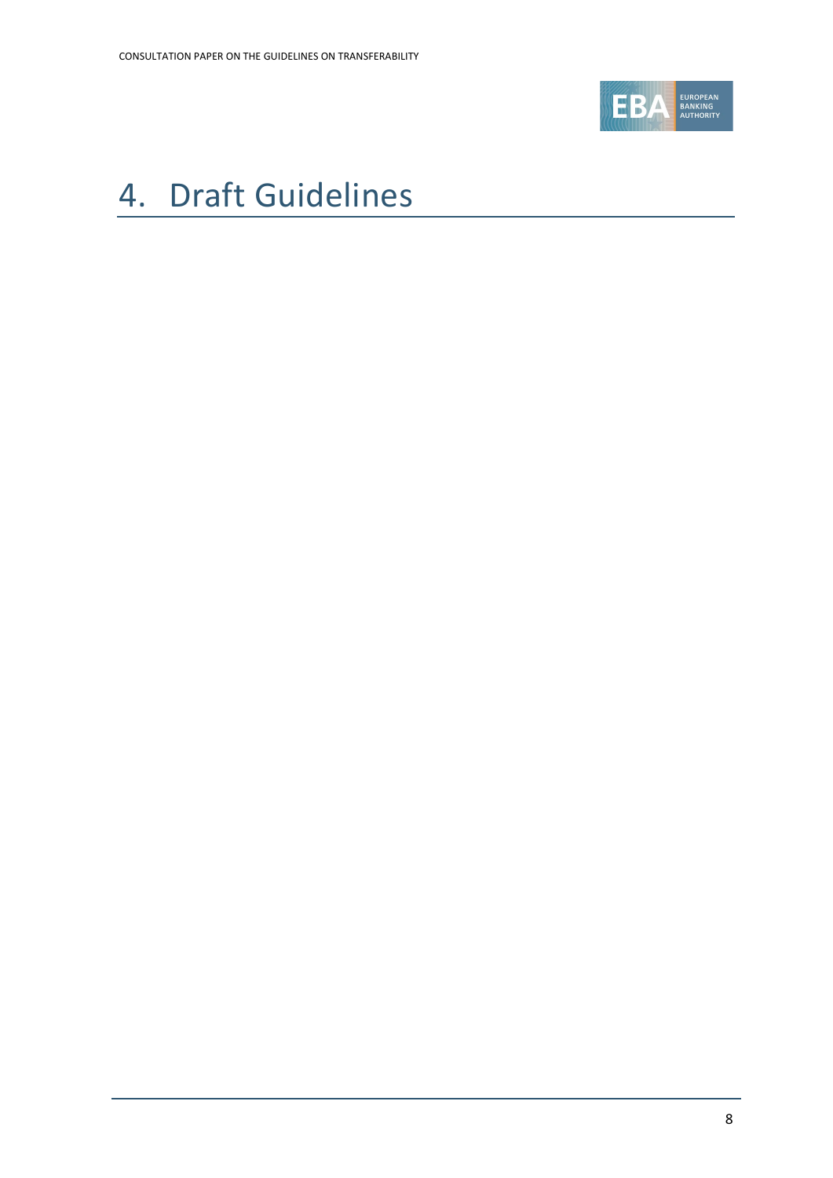# 4. Draft Guidelines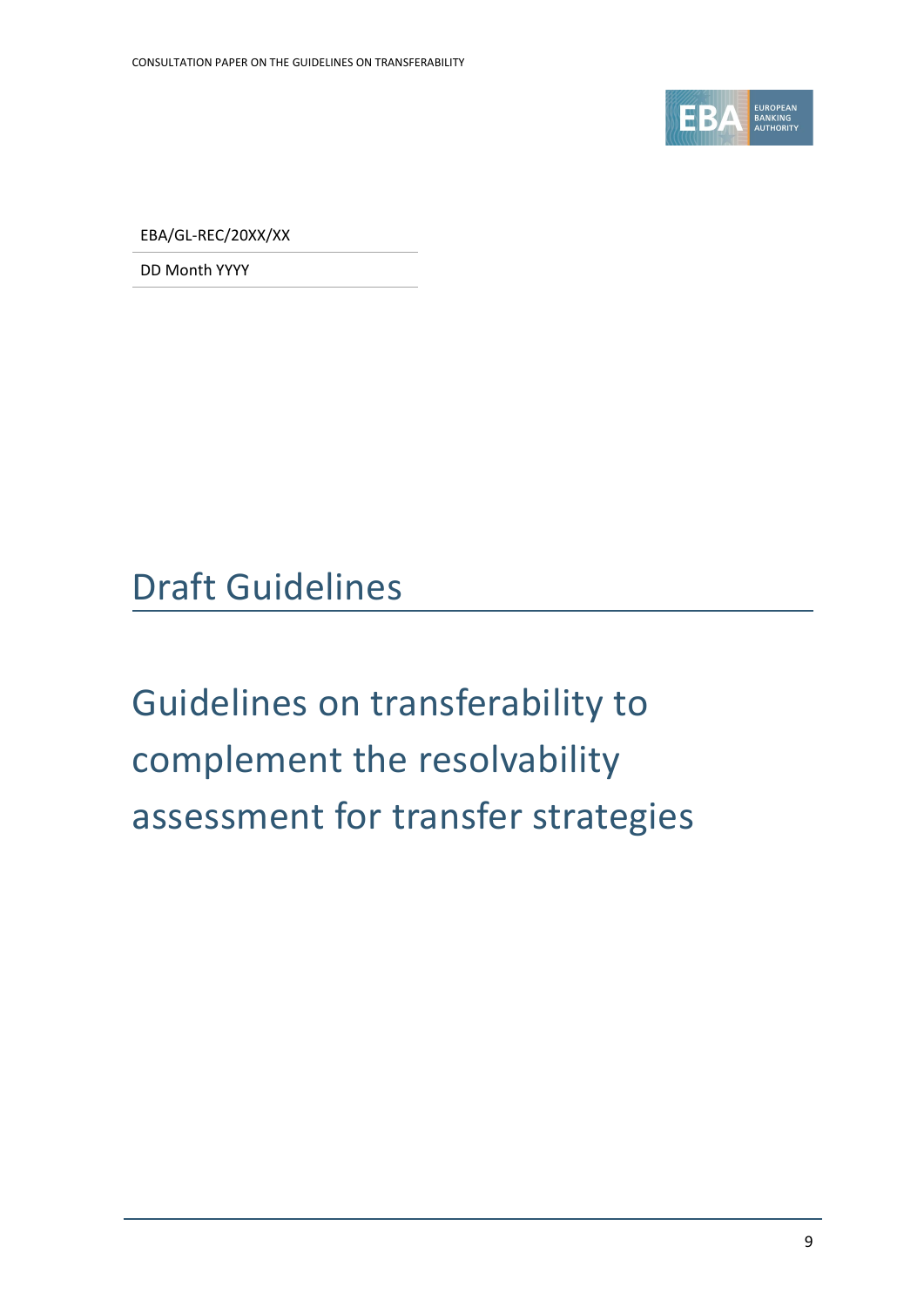EBA/GL-REC/20XX/XX

DD Month YYYY

# Draft Guidelines

# Guidelines on transferability to complement the resolvability assessment for transfer strategies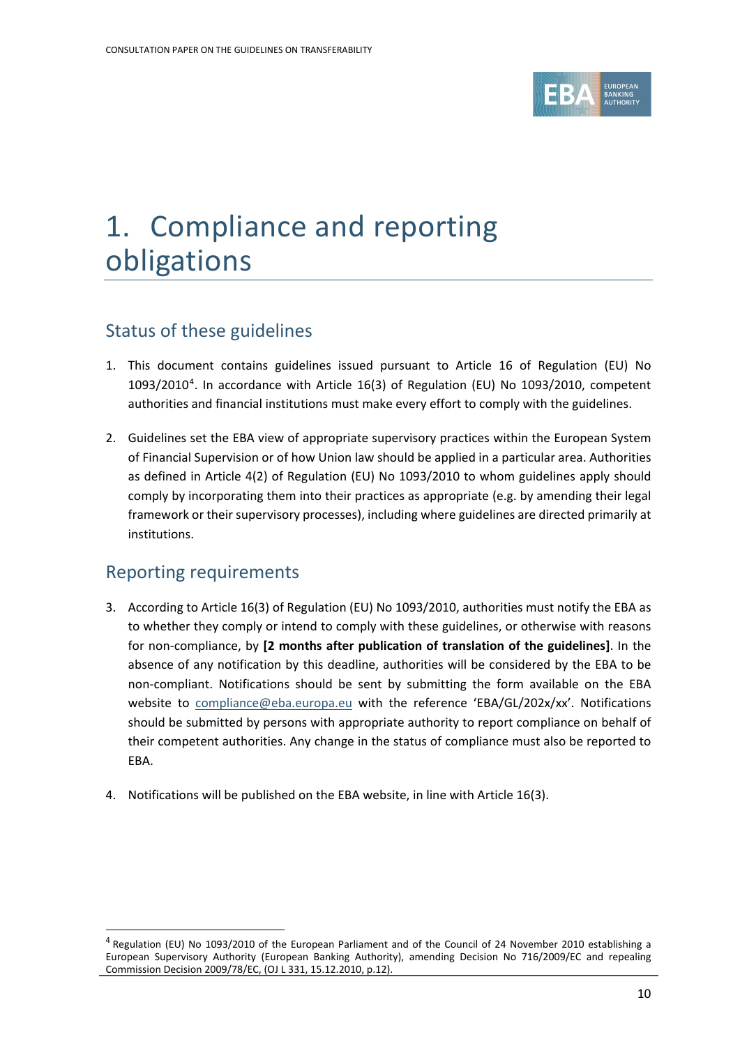# 1. Compliance and reporting obligations

## Status of these guidelines

1. This document contains guidelines issued pursuant to Article 16 of Regulation (EU) No 1093/2010[4]. In accordance with Article 16(3) of Regulation (EU) No 1093/2010, competent authorities and financial institutions must make every effort to comply with the guidelines.

2. Guidelines set the EBA view of appropriate supervisory practices within the European System of Financial Supervision or of how Union law should be applied in a particular area. Authorities as defined in Article 4(2) of Regulation (EU) No 1093/2010 to whom guidelines apply should comply by incorporating them into their practices as appropriate (e.g. by amending their legal framework or their supervisory processes), including where guidelines are directed primarily at institutions.

## Reporting requirements

3. According to Article 16(3) of Regulation (EU) No 1093/2010, authorities must notify the EBA as to whether they comply or intend to comply with these guidelines, or otherwise with reasons for non-compliance, by **[2 months after publication of translation of the guidelines]**. In the absence of any notification by this deadline, authorities will be considered by the EBA to be non-compliant. Notifications should be sent by submitting the form available on the EBA website to compliance@eba.europa.eu with the reference 'EBA/GL/202x/xx'. Notifications should be submitted by persons with appropriate authority to report compliance on behalf of their competent authorities. Any change in the status of compliance must also be reported to EBA.

4. Notifications will be published on the EBA website, in line with Article 16(3).

[4] Regulation (EU) No 1093/2010 of the European Parliament and of the Council of 24 November 2010 establishing a European Supervisory Authority (European Banking Authority), amending Decision No 716/2009/EC and repealing Commission Decision 2009/78/EC, (OJ L 331, 15.12.2010, p.12).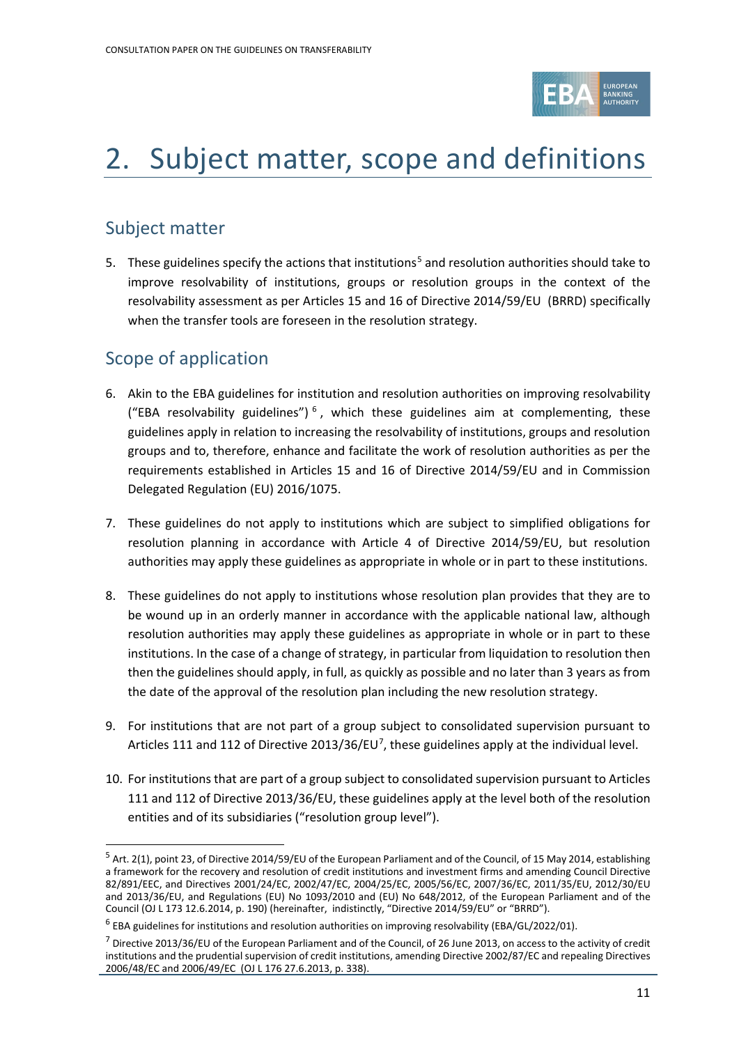# 2. Subject matter, scope and definitions

## Subject matter

5. These guidelines specify the actions that institutions[5] and resolution authorities should take to improve resolvability of institutions, groups or resolution groups in the context of the resolvability assessment as per Articles 15 and 16 of Directive 2014/59/EU (BRRD) specifically when the transfer tools are foreseen in the resolution strategy.

## Scope of application

6. Akin to the EBA guidelines for institution and resolution authorities on improving resolvability ("EBA resolvability guidelines")[6], which these guidelines aim at complementing, these guidelines apply in relation to increasing the resolvability of institutions, groups and resolution groups and to, therefore, enhance and facilitate the work of resolution authorities as per the requirements established in Articles 15 and 16 of Directive 2014/59/EU and in Commission Delegated Regulation (EU) 2016/1075.

7. These guidelines do not apply to institutions which are subject to simplified obligations for resolution planning in accordance with Article 4 of Directive 2014/59/EU, but resolution authorities may apply these guidelines as appropriate in whole or in part to these institutions.

8. These guidelines do not apply to institutions whose resolution plan provides that they are to be wound up in an orderly manner in accordance with the applicable national law, although resolution authorities may apply these guidelines as appropriate in whole or in part to these institutions. In the case of a change of strategy, in particular from liquidation to resolution then then the guidelines should apply, in full, as quickly as possible and no later than 3 years as from the date of the approval of the resolution plan including the new resolution strategy.

9. For institutions that are not part of a group subject to consolidated supervision pursuant to Articles 111 and 112 of Directive 2013/36/EU[7], these guidelines apply at the individual level.

10. For institutions that are part of a group subject to consolidated supervision pursuant to Articles 111 and 112 of Directive 2013/36/EU, these guidelines apply at the level both of the resolution entities and of its subsidiaries ("resolution group level").

---

[5] Art. 2(1), point 23, of Directive 2014/59/EU of the European Parliament and of the Council, of 15 May 2014, establishing a framework for the recovery and resolution of credit institutions and investment firms and amending Council Directive 82/891/EEC, and Directives 2001/24/EC, 2002/47/EC, 2004/25/EC, 2005/56/EC, 2007/36/EC, 2011/35/EU, 2012/30/EU and 2013/36/EU, and Regulations (EU) No 1093/2010 and (EU) No 648/2012, of the European Parliament and of the Council (OJ L 173 12.6.2014, p. 190) (hereinafter, indistinctly, "Directive 2014/59/EU" or "BRRD").

[6] EBA guidelines for institutions and resolution authorities on improving resolvability (EBA/GL/2022/01).

[7] Directive 2013/36/EU of the European Parliament and of the Council, of 26 June 2013, on access to the activity of credit institutions and the prudential supervision of credit institutions, amending Directive 2002/87/EC and repealing Directives 2006/48/EC and 2006/49/EC (OJ L 176 27.6.2013, p. 338).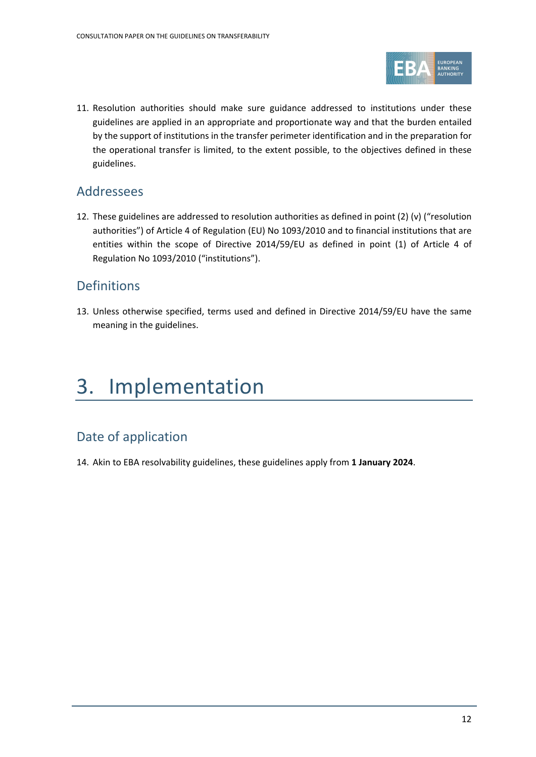11. Resolution authorities should make sure guidance addressed to institutions under these guidelines are applied in an appropriate and proportionate way and that the burden entailed by the support of institutions in the transfer perimeter identification and in the preparation for the operational transfer is limited, to the extent possible, to the objectives defined in these guidelines.

## Addressees

12. These guidelines are addressed to resolution authorities as defined in point (2) (v) ("resolution authorities") of Article 4 of Regulation (EU) No 1093/2010 and to financial institutions that are entities within the scope of Directive 2014/59/EU as defined in point (1) of Article 4 of Regulation No 1093/2010 ("institutions").

## Definitions

13. Unless otherwise specified, terms used and defined in Directive 2014/59/EU have the same meaning in the guidelines.

# 3. Implementation

## Date of application

14. Akin to EBA resolvability guidelines, these guidelines apply from **1 January 2024**.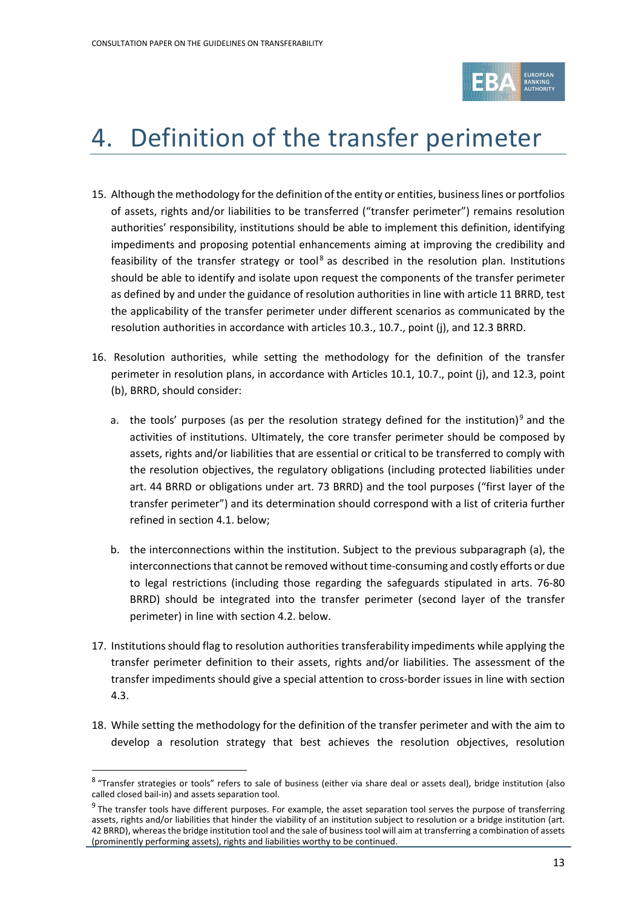# 4. Definition of the transfer perimeter

15. Although the methodology for the definition of the entity or entities, business lines or portfolios of assets, rights and/or liabilities to be transferred ("transfer perimeter") remains resolution authorities' responsibility, institutions should be able to implement this definition, identifying impediments and proposing potential enhancements aiming at improving the credibility and feasibility of the transfer strategy or tool[8] as described in the resolution plan. Institutions should be able to identify and isolate upon request the components of the transfer perimeter as defined by and under the guidance of resolution authorities in line with article 11 BRRD, test the applicability of the transfer perimeter under different scenarios as communicated by the resolution authorities in accordance with articles 10.3., 10.7., point (j), and 12.3 BRRD.

16. Resolution authorities, while setting the methodology for the definition of the transfer perimeter in resolution plans, in accordance with Articles 10.1, 10.7., point (j), and 12.3, point (b), BRRD, should consider:

    a. the tools' purposes (as per the resolution strategy defined for the institution)[9] and the activities of institutions. Ultimately, the core transfer perimeter should be composed by assets, rights and/or liabilities that are essential or critical to be transferred to comply with the resolution objectives, the regulatory obligations (including protected liabilities under art. 44 BRRD or obligations under art. 73 BRRD) and the tool purposes ("first layer of the transfer perimeter") and its determination should correspond with a list of criteria further refined in section 4.1. below;

    b. the interconnections within the institution. Subject to the previous subparagraph (a), the interconnections that cannot be removed without time-consuming and costly efforts or due to legal restrictions (including those regarding the safeguards stipulated in arts. 76-80 BRRD) should be integrated into the transfer perimeter (second layer of the transfer perimeter) in line with section 4.2. below.

17. Institutions should flag to resolution authorities transferability impediments while applying the transfer perimeter definition to their assets, rights and/or liabilities. The assessment of the transfer impediments should give a special attention to cross-border issues in line with section 4.3.

18. While setting the methodology for the definition of the transfer perimeter and with the aim to develop a resolution strategy that best achieves the resolution objectives, resolution

---

[8] "Transfer strategies or tools" refers to sale of business (either via share deal or assets deal), bridge institution (also called closed bail-in) and assets separation tool.

[9] The transfer tools have different purposes. For example, the asset separation tool serves the purpose of transferring assets, rights and/or liabilities that hinder the viability of an institution subject to resolution or a bridge institution (art. 42 BRRD), whereas the bridge institution tool and the sale of business tool will aim at transferring a combination of assets (prominently performing assets), rights and liabilities worthy to be continued.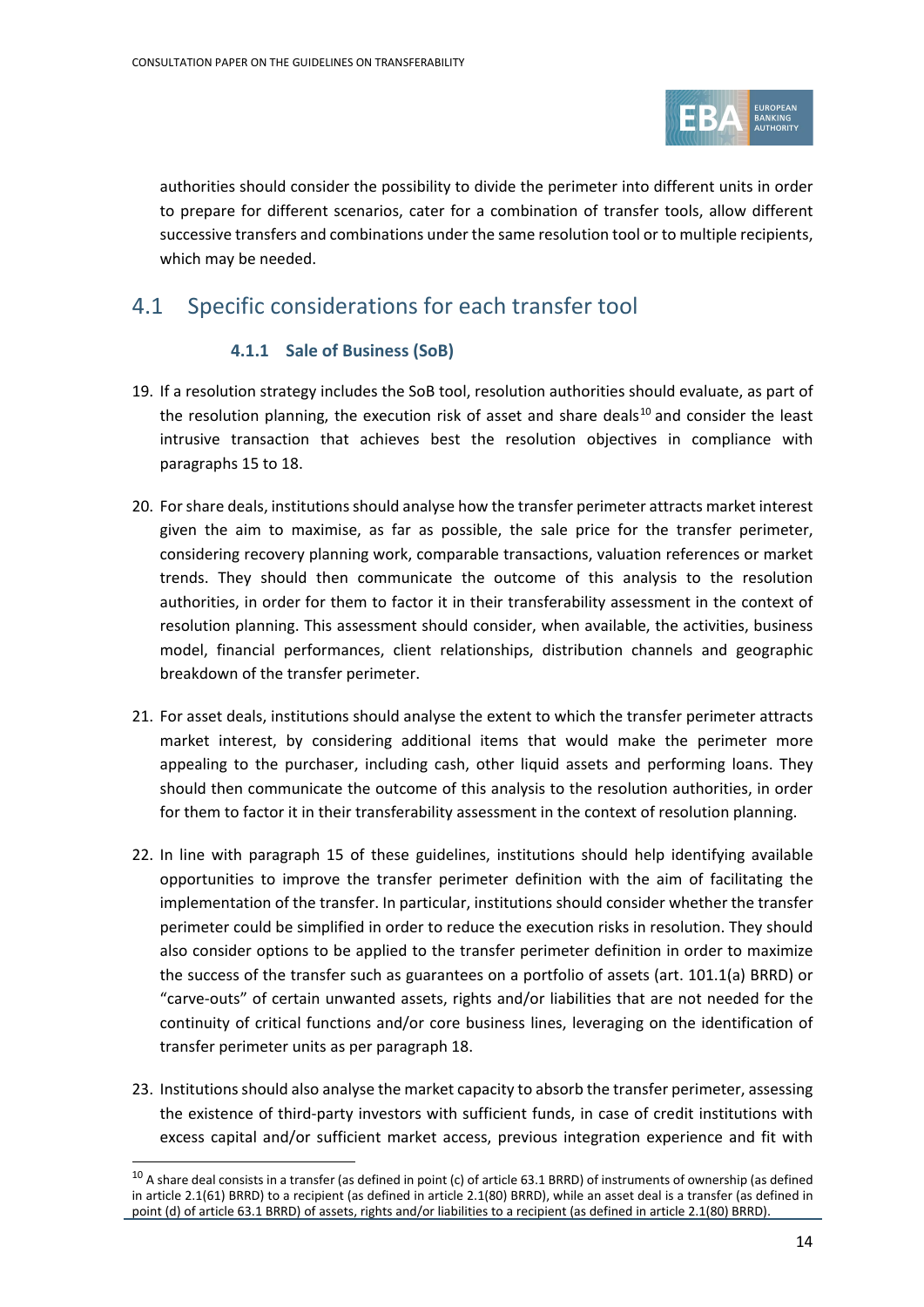authorities should consider the possibility to divide the perimeter into different units in order to prepare for different scenarios, cater for a combination of transfer tools, allow different successive transfers and combinations under the same resolution tool or to multiple recipients, which may be needed.

## 4.1 Specific considerations for each transfer tool

### 4.1.1 Sale of Business (SoB)

19. If a resolution strategy includes the SoB tool, resolution authorities should evaluate, as part of the resolution planning, the execution risk of asset and share deals[10] and consider the least intrusive transaction that achieves best the resolution objectives in compliance with paragraphs 15 to 18.

20. For share deals, institutions should analyse how the transfer perimeter attracts market interest given the aim to maximise, as far as possible, the sale price for the transfer perimeter, considering recovery planning work, comparable transactions, valuation references or market trends. They should then communicate the outcome of this analysis to the resolution authorities, in order for them to factor it in their transferability assessment in the context of resolution planning. This assessment should consider, when available, the activities, business model, financial performances, client relationships, distribution channels and geographic breakdown of the transfer perimeter.

21. For asset deals, institutions should analyse the extent to which the transfer perimeter attracts market interest, by considering additional items that would make the perimeter more appealing to the purchaser, including cash, other liquid assets and performing loans. They should then communicate the outcome of this analysis to the resolution authorities, in order for them to factor it in their transferability assessment in the context of resolution planning.

22. In line with paragraph 15 of these guidelines, institutions should help identifying available opportunities to improve the transfer perimeter definition with the aim of facilitating the implementation of the transfer. In particular, institutions should consider whether the transfer perimeter could be simplified in order to reduce the execution risks in resolution. They should also consider options to be applied to the transfer perimeter definition in order to maximize the success of the transfer such as guarantees on a portfolio of assets (art. 101.1(a) BRRD) or "carve-outs" of certain unwanted assets, rights and/or liabilities that are not needed for the continuity of critical functions and/or core business lines, leveraging on the identification of transfer perimeter units as per paragraph 18.

23. Institutions should also analyse the market capacity to absorb the transfer perimeter, assessing the existence of third-party investors with sufficient funds, in case of credit institutions with excess capital and/or sufficient market access, previous integration experience and fit with

---

[10] A share deal consists in a transfer (as defined in point (c) of article 63.1 BRRD) of instruments of ownership (as defined in article 2.1(61) BRRD) to a recipient (as defined in article 2.1(80) BRRD), while an asset deal is a transfer (as defined in point (d) of article 63.1 BRRD) of assets, rights and/or liabilities to a recipient (as defined in article 2.1(80) BRRD).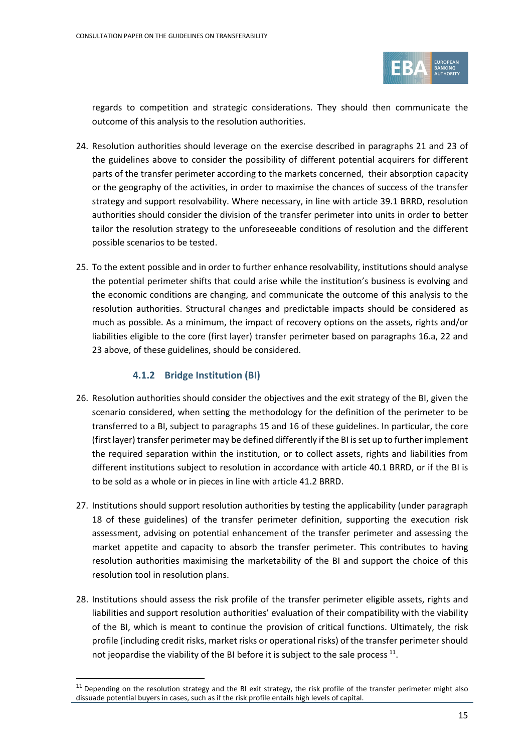regards to competition and strategic considerations. They should then communicate the outcome of this analysis to the resolution authorities.

24. Resolution authorities should leverage on the exercise described in paragraphs 21 and 23 of the guidelines above to consider the possibility of different potential acquirers for different parts of the transfer perimeter according to the markets concerned, their absorption capacity or the geography of the activities, in order to maximise the chances of success of the transfer strategy and support resolvability. Where necessary, in line with article 39.1 BRRD, resolution authorities should consider the division of the transfer perimeter into units in order to better tailor the resolution strategy to the unforeseeable conditions of resolution and the different possible scenarios to be tested.

25. To the extent possible and in order to further enhance resolvability, institutions should analyse the potential perimeter shifts that could arise while the institution's business is evolving and the economic conditions are changing, and communicate the outcome of this analysis to the resolution authorities. Structural changes and predictable impacts should be considered as much as possible. As a minimum, the impact of recovery options on the assets, rights and/or liabilities eligible to the core (first layer) transfer perimeter based on paragraphs 16.a, 22 and 23 above, of these guidelines, should be considered.

### 4.1.2 Bridge Institution (BI)

26. Resolution authorities should consider the objectives and the exit strategy of the BI, given the scenario considered, when setting the methodology for the definition of the perimeter to be transferred to a BI, subject to paragraphs 15 and 16 of these guidelines. In particular, the core (first layer) transfer perimeter may be defined differently if the BI is set up to further implement the required separation within the institution, or to collect assets, rights and liabilities from different institutions subject to resolution in accordance with article 40.1 BRRD, or if the BI is to be sold as a whole or in pieces in line with article 41.2 BRRD.

27. Institutions should support resolution authorities by testing the applicability (under paragraph 18 of these guidelines) of the transfer perimeter definition, supporting the execution risk assessment, advising on potential enhancement of the transfer perimeter and assessing the market appetite and capacity to absorb the transfer perimeter. This contributes to having resolution authorities maximising the marketability of the BI and support the choice of this resolution tool in resolution plans.

28. Institutions should assess the risk profile of the transfer perimeter eligible assets, rights and liabilities and support resolution authorities' evaluation of their compatibility with the viability of the BI, which is meant to continue the provision of critical functions. Ultimately, the risk profile (including credit risks, market risks or operational risks) of the transfer perimeter should not jeopardise the viability of the BI before it is subject to the sale process [11].

---

[11] Depending on the resolution strategy and the BI exit strategy, the risk profile of the transfer perimeter might also dissuade potential buyers in cases, such as if the risk profile entails high levels of capital.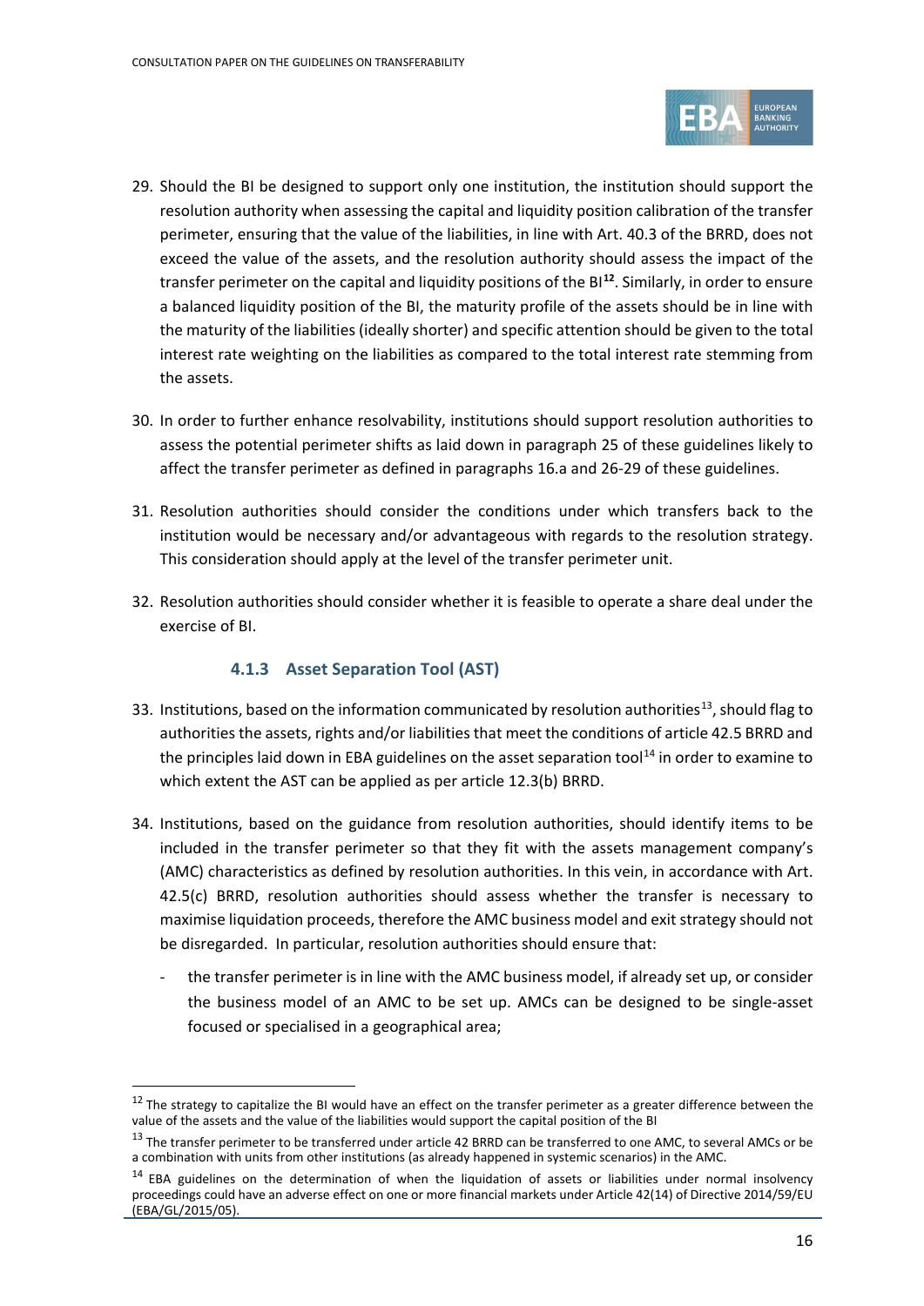29. Should the BI be designed to support only one institution, the institution should support the resolution authority when assessing the capital and liquidity position calibration of the transfer perimeter, ensuring that the value of the liabilities, in line with Art. 40.3 of the BRRD, does not exceed the value of the assets, and the resolution authority should assess the impact of the transfer perimeter on the capital and liquidity positions of the BI[12]. Similarly, in order to ensure a balanced liquidity position of the BI, the maturity profile of the assets should be in line with the maturity of the liabilities (ideally shorter) and specific attention should be given to the total interest rate weighting on the liabilities as compared to the total interest rate stemming from the assets.

30. In order to further enhance resolvability, institutions should support resolution authorities to assess the potential perimeter shifts as laid down in paragraph 25 of these guidelines likely to affect the transfer perimeter as defined in paragraphs 16.a and 26-29 of these guidelines.

31. Resolution authorities should consider the conditions under which transfers back to the institution would be necessary and/or advantageous with regards to the resolution strategy. This consideration should apply at the level of the transfer perimeter unit.

32. Resolution authorities should consider whether it is feasible to operate a share deal under the exercise of BI.

### 4.1.3 Asset Separation Tool (AST)

33. Institutions, based on the information communicated by resolution authorities[13], should flag to authorities the assets, rights and/or liabilities that meet the conditions of article 42.5 BRRD and the principles laid down in EBA guidelines on the asset separation tool[14] in order to examine to which extent the AST can be applied as per article 12.3(b) BRRD.

34. Institutions, based on the guidance from resolution authorities, should identify items to be included in the transfer perimeter so that they fit with the assets management company's (AMC) characteristics as defined by resolution authorities. In this vein, in accordance with Art. 42.5(c) BRRD, resolution authorities should assess whether the transfer is necessary to maximise liquidation proceeds, therefore the AMC business model and exit strategy should not be disregarded. In particular, resolution authorities should ensure that:

    - the transfer perimeter is in line with the AMC business model, if already set up, or consider the business model of an AMC to be set up. AMCs can be designed to be single-asset focused or specialised in a geographical area;

---

[12] The strategy to capitalize the BI would have an effect on the transfer perimeter as a greater difference between the value of the assets and the value of the liabilities would support the capital position of the BI

[13] The transfer perimeter to be transferred under article 42 BRRD can be transferred to one AMC, to several AMCs or be a combination with units from other institutions (as already happened in systemic scenarios) in the AMC.

[14] EBA guidelines on the determination of when the liquidation of assets or liabilities under normal insolvency proceedings could have an adverse effect on one or more financial markets under Article 42(14) of Directive 2014/59/EU (EBA/GL/2015/05).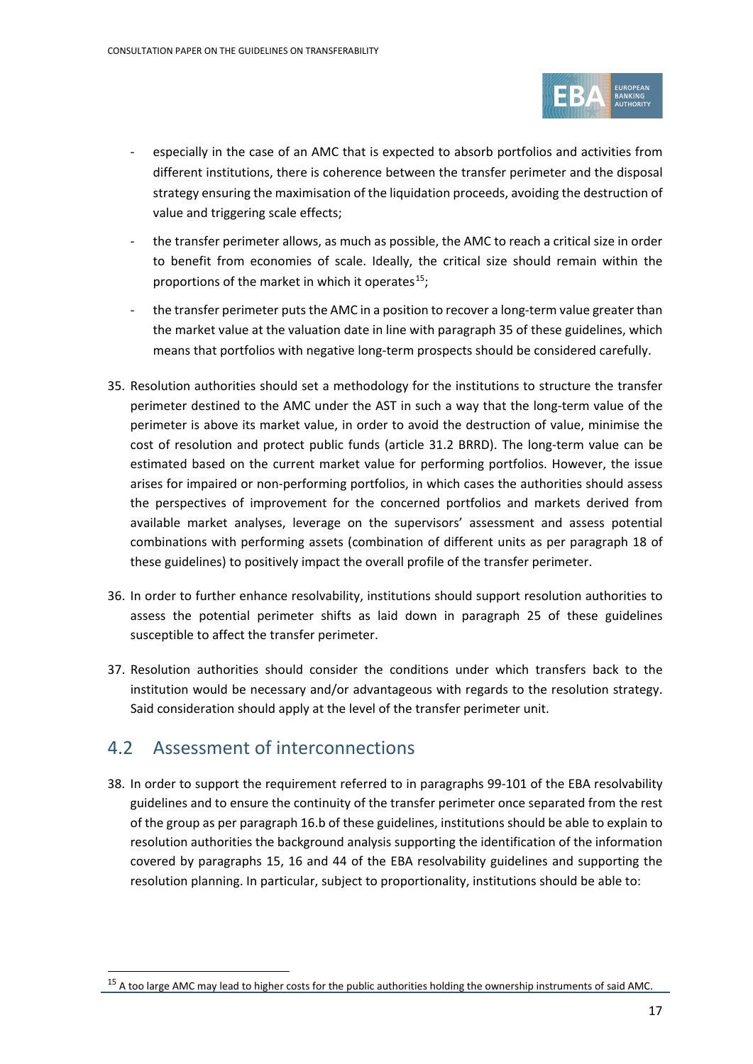- especially in the case of an AMC that is expected to absorb portfolios and activities from different institutions, there is coherence between the transfer perimeter and the disposal strategy ensuring the maximisation of the liquidation proceeds, avoiding the destruction of value and triggering scale effects;
- the transfer perimeter allows, as much as possible, the AMC to reach a critical size in order to benefit from economies of scale. Ideally, the critical size should remain within the proportions of the market in which it operates[15];
- the transfer perimeter puts the AMC in a position to recover a long-term value greater than the market value at the valuation date in line with paragraph 35 of these guidelines, which means that portfolios with negative long-term prospects should be considered carefully.

35. Resolution authorities should set a methodology for the institutions to structure the transfer perimeter destined to the AMC under the AST in such a way that the long-term value of the perimeter is above its market value, in order to avoid the destruction of value, minimise the cost of resolution and protect public funds (article 31.2 BRRD). The long-term value can be estimated based on the current market value for performing portfolios. However, the issue arises for impaired or non-performing portfolios, in which cases the authorities should assess the perspectives of improvement for the concerned portfolios and markets derived from available market analyses, leverage on the supervisors' assessment and assess potential combinations with performing assets (combination of different units as per paragraph 18 of these guidelines) to positively impact the overall profile of the transfer perimeter.

36. In order to further enhance resolvability, institutions should support resolution authorities to assess the potential perimeter shifts as laid down in paragraph 25 of these guidelines susceptible to affect the transfer perimeter.

37. Resolution authorities should consider the conditions under which transfers back to the institution would be necessary and/or advantageous with regards to the resolution strategy. Said consideration should apply at the level of the transfer perimeter unit.

## 4.2 Assessment of interconnections

38. In order to support the requirement referred to in paragraphs 99-101 of the EBA resolvability guidelines and to ensure the continuity of the transfer perimeter once separated from the rest of the group as per paragraph 16.b of these guidelines, institutions should be able to explain to resolution authorities the background analysis supporting the identification of the information covered by paragraphs 15, 16 and 44 of the EBA resolvability guidelines and supporting the resolution planning. In particular, subject to proportionality, institutions should be able to:

[15] A too large AMC may lead to higher costs for the public authorities holding the ownership instruments of said AMC.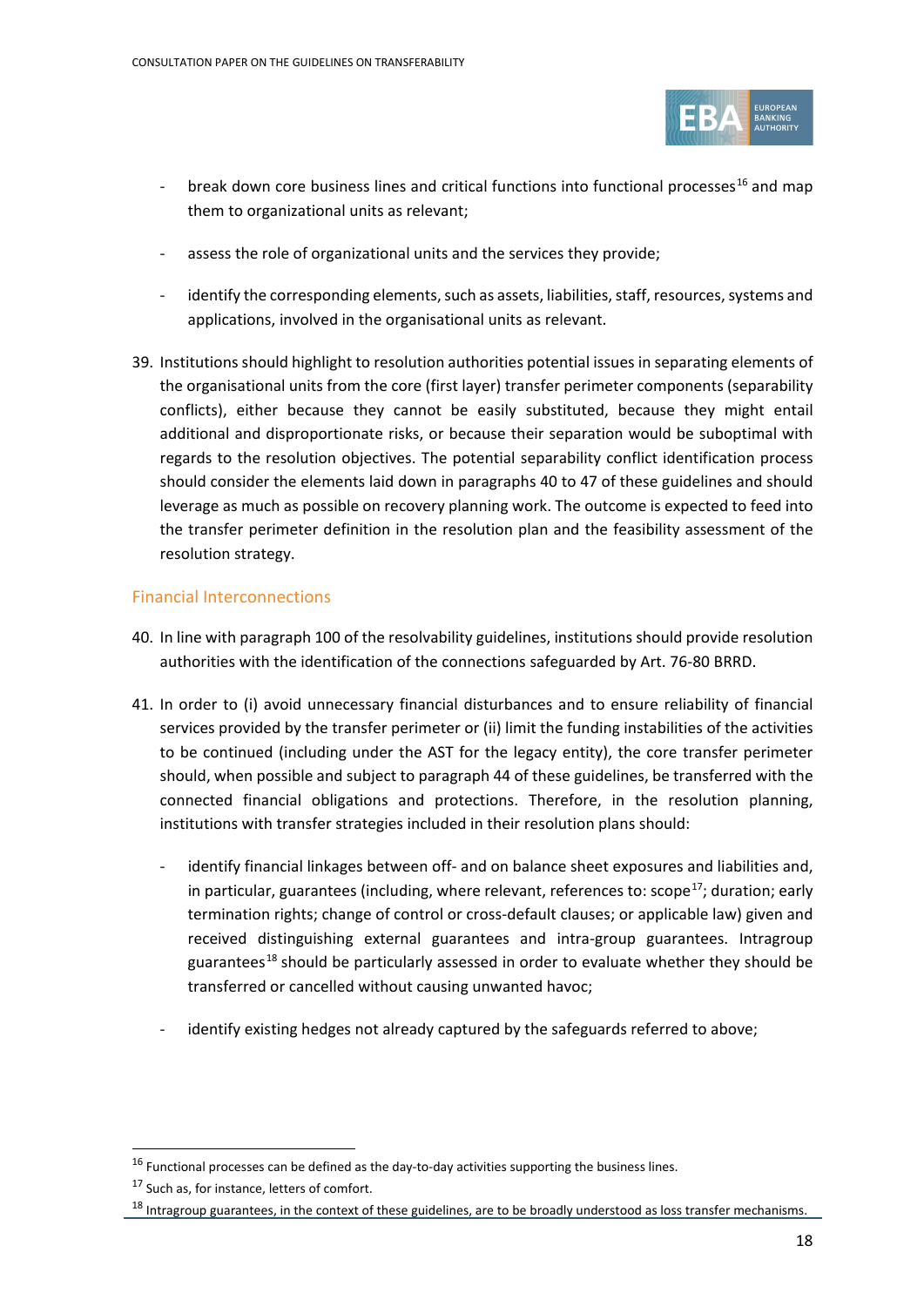- break down core business lines and critical functions into functional processes[16] and map them to organizational units as relevant;

- assess the role of organizational units and the services they provide;

- identify the corresponding elements, such as assets, liabilities, staff, resources, systems and applications, involved in the organisational units as relevant.

39. Institutions should highlight to resolution authorities potential issues in separating elements of the organisational units from the core (first layer) transfer perimeter components (separability conflicts), either because they cannot be easily substituted, because they might entail additional and disproportionate risks, or because their separation would be suboptimal with regards to the resolution objectives. The potential separability conflict identification process should consider the elements laid down in paragraphs 40 to 47 of these guidelines and should leverage as much as possible on recovery planning work. The outcome is expected to feed into the transfer perimeter definition in the resolution plan and the feasibility assessment of the resolution strategy.

### Financial Interconnections

40. In line with paragraph 100 of the resolvability guidelines, institutions should provide resolution authorities with the identification of the connections safeguarded by Art. 76-80 BRRD.

41. In order to (i) avoid unnecessary financial disturbances and to ensure reliability of financial services provided by the transfer perimeter or (ii) limit the funding instabilities of the activities to be continued (including under the AST for the legacy entity), the core transfer perimeter should, when possible and subject to paragraph 44 of these guidelines, be transferred with the connected financial obligations and protections. Therefore, in the resolution planning, institutions with transfer strategies included in their resolution plans should:

    - identify financial linkages between off- and on balance sheet exposures and liabilities and, in particular, guarantees (including, where relevant, references to: scope[17]; duration; early termination rights; change of control or cross-default clauses; or applicable law) given and received distinguishing external guarantees and intra-group guarantees. Intragroup guarantees[18] should be particularly assessed in order to evaluate whether they should be transferred or cancelled without causing unwanted havoc;

    - identify existing hedges not already captured by the safeguards referred to above;

---

[16] Functional processes can be defined as the day-to-day activities supporting the business lines.

[17] Such as, for instance, letters of comfort.

[18] Intragroup guarantees, in the context of these guidelines, are to be broadly understood as loss transfer mechanisms.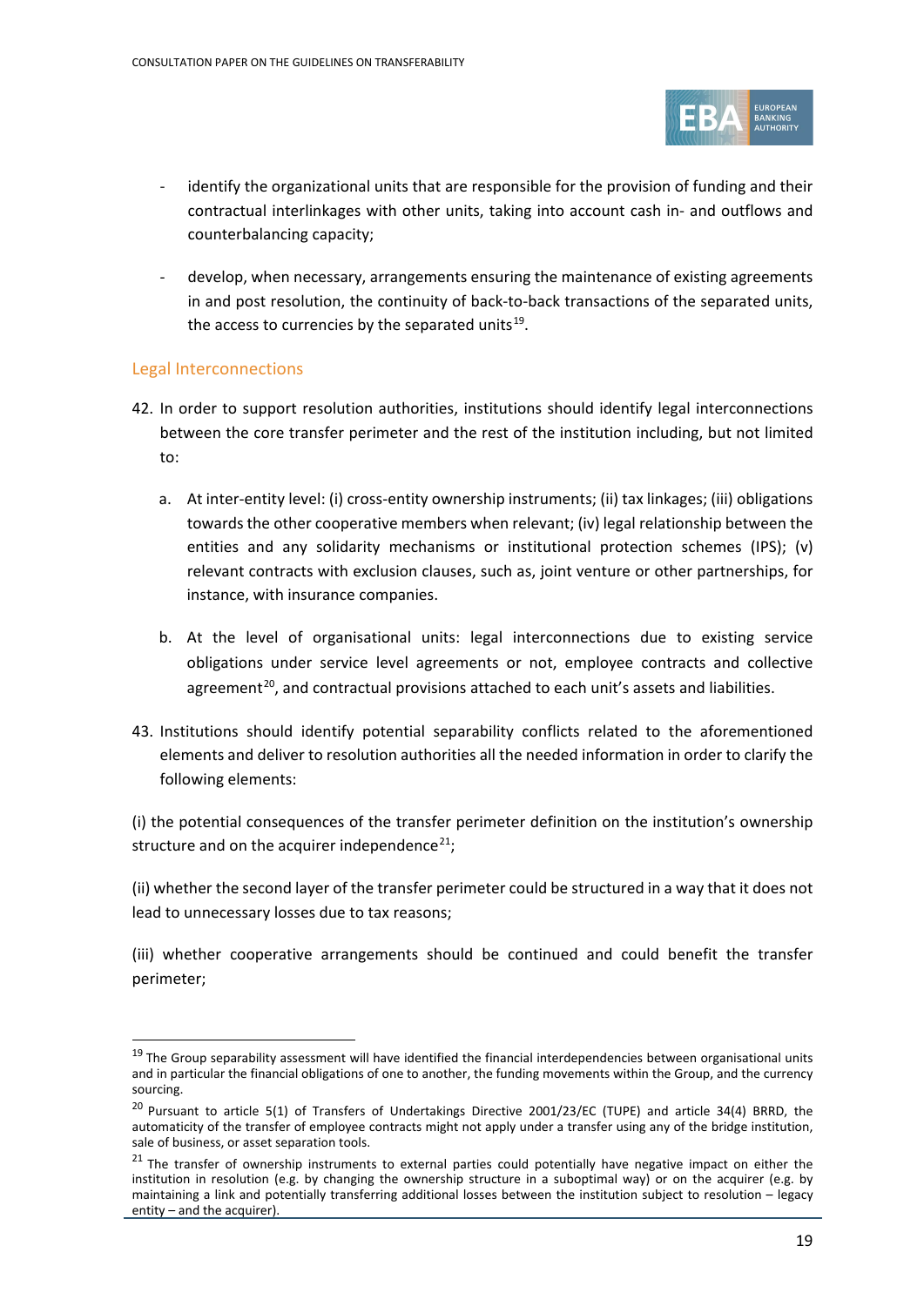- identify the organizational units that are responsible for the provision of funding and their contractual interlinkages with other units, taking into account cash in- and outflows and counterbalancing capacity;

- develop, when necessary, arrangements ensuring the maintenance of existing agreements in and post resolution, the continuity of back-to-back transactions of the separated units, the access to currencies by the separated units[19].

## Legal Interconnections

42. In order to support resolution authorities, institutions should identify legal interconnections between the core transfer perimeter and the rest of the institution including, but not limited to:

    a. At inter-entity level: (i) cross-entity ownership instruments; (ii) tax linkages; (iii) obligations towards the other cooperative members when relevant; (iv) legal relationship between the entities and any solidarity mechanisms or institutional protection schemes (IPS); (v) relevant contracts with exclusion clauses, such as, joint venture or other partnerships, for instance, with insurance companies.

    b. At the level of organisational units: legal interconnections due to existing service obligations under service level agreements or not, employee contracts and collective agreement[20], and contractual provisions attached to each unit's assets and liabilities.

43. Institutions should identify potential separability conflicts related to the aforementioned elements and deliver to resolution authorities all the needed information in order to clarify the following elements:

(i) the potential consequences of the transfer perimeter definition on the institution's ownership structure and on the acquirer independence[21];

(ii) whether the second layer of the transfer perimeter could be structured in a way that it does not lead to unnecessary losses due to tax reasons;

(iii) whether cooperative arrangements should be continued and could benefit the transfer perimeter;

---

[19] The Group separability assessment will have identified the financial interdependencies between organisational units and in particular the financial obligations of one to another, the funding movements within the Group, and the currency sourcing.

[20] Pursuant to article 5(1) of Transfers of Undertakings Directive 2001/23/EC (TUPE) and article 34(4) BRRD, the automaticity of the transfer of employee contracts might not apply under a transfer using any of the bridge institution, sale of business, or asset separation tools.

[21] The transfer of ownership instruments to external parties could potentially have negative impact on either the institution in resolution (e.g. by changing the ownership structure in a suboptimal way) or on the acquirer (e.g. by maintaining a link and potentially transferring additional losses between the institution subject to resolution – legacy entity – and the acquirer).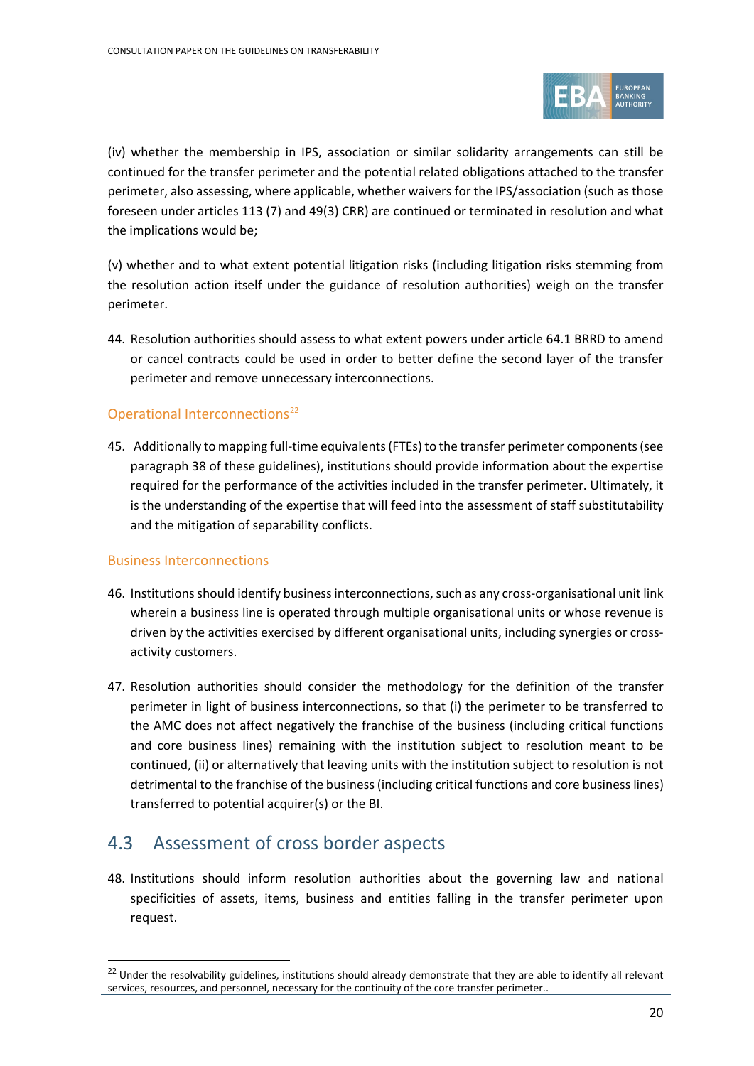(iv) whether the membership in IPS, association or similar solidarity arrangements can still be continued for the transfer perimeter and the potential related obligations attached to the transfer perimeter, also assessing, where applicable, whether waivers for the IPS/association (such as those foreseen under articles 113 (7) and 49(3) CRR) are continued or terminated in resolution and what the implications would be;

(v) whether and to what extent potential litigation risks (including litigation risks stemming from the resolution action itself under the guidance of resolution authorities) weigh on the transfer perimeter.

44. Resolution authorities should assess to what extent powers under article 64.1 BRRD to amend or cancel contracts could be used in order to better define the second layer of the transfer perimeter and remove unnecessary interconnections.

### Operational Interconnections[22]

45. Additionally to mapping full-time equivalents (FTEs) to the transfer perimeter components (see paragraph 38 of these guidelines), institutions should provide information about the expertise required for the performance of the activities included in the transfer perimeter. Ultimately, it is the understanding of the expertise that will feed into the assessment of staff substitutability and the mitigation of separability conflicts.

### Business Interconnections

46. Institutions should identify business interconnections, such as any cross-organisational unit link wherein a business line is operated through multiple organisational units or whose revenue is driven by the activities exercised by different organisational units, including synergies or cross-activity customers.

47. Resolution authorities should consider the methodology for the definition of the transfer perimeter in light of business interconnections, so that (i) the perimeter to be transferred to the AMC does not affect negatively the franchise of the business (including critical functions and core business lines) remaining with the institution subject to resolution meant to be continued, (ii) or alternatively that leaving units with the institution subject to resolution is not detrimental to the franchise of the business (including critical functions and core business lines) transferred to potential acquirer(s) or the BI.

## 4.3 Assessment of cross border aspects

48. Institutions should inform resolution authorities about the governing law and national specificities of assets, items, business and entities falling in the transfer perimeter upon request.

[22] Under the resolvability guidelines, institutions should already demonstrate that they are able to identify all relevant services, resources, and personnel, necessary for the continuity of the core transfer perimeter..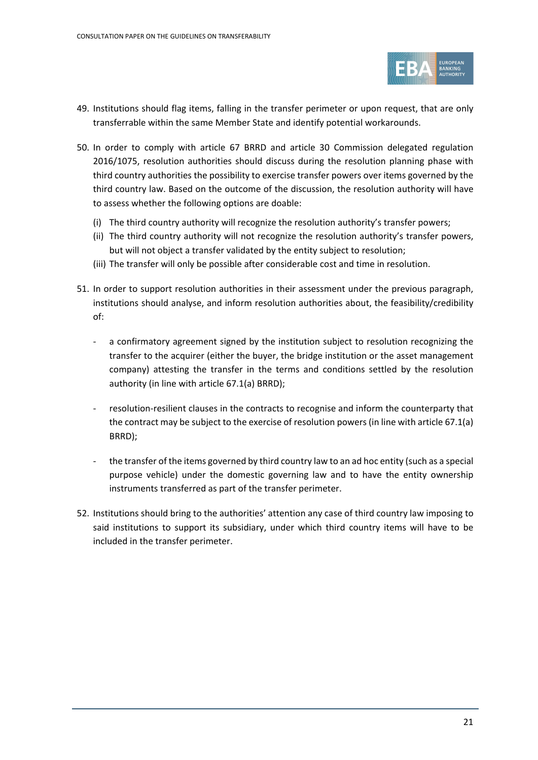49. Institutions should flag items, falling in the transfer perimeter or upon request, that are only transferrable within the same Member State and identify potential workarounds.

50. In order to comply with article 67 BRRD and article 30 Commission delegated regulation 2016/1075, resolution authorities should discuss during the resolution planning phase with third country authorities the possibility to exercise transfer powers over items governed by the third country law. Based on the outcome of the discussion, the resolution authority will have to assess whether the following options are doable:

    (i) The third country authority will recognize the resolution authority's transfer powers;
    (ii) The third country authority will not recognize the resolution authority's transfer powers, but will not object a transfer validated by the entity subject to resolution;
    (iii) The transfer will only be possible after considerable cost and time in resolution.

51. In order to support resolution authorities in their assessment under the previous paragraph, institutions should analyse, and inform resolution authorities about, the feasibility/credibility of:

    - a confirmatory agreement signed by the institution subject to resolution recognizing the transfer to the acquirer (either the buyer, the bridge institution or the asset management company) attesting the transfer in the terms and conditions settled by the resolution authority (in line with article 67.1(a) BRRD);

    - resolution-resilient clauses in the contracts to recognise and inform the counterparty that the contract may be subject to the exercise of resolution powers (in line with article 67.1(a) BRRD);

    - the transfer of the items governed by third country law to an ad hoc entity (such as a special purpose vehicle) under the domestic governing law and to have the entity ownership instruments transferred as part of the transfer perimeter.

52. Institutions should bring to the authorities' attention any case of third country law imposing to said institutions to support its subsidiary, under which third country items will have to be included in the transfer perimeter.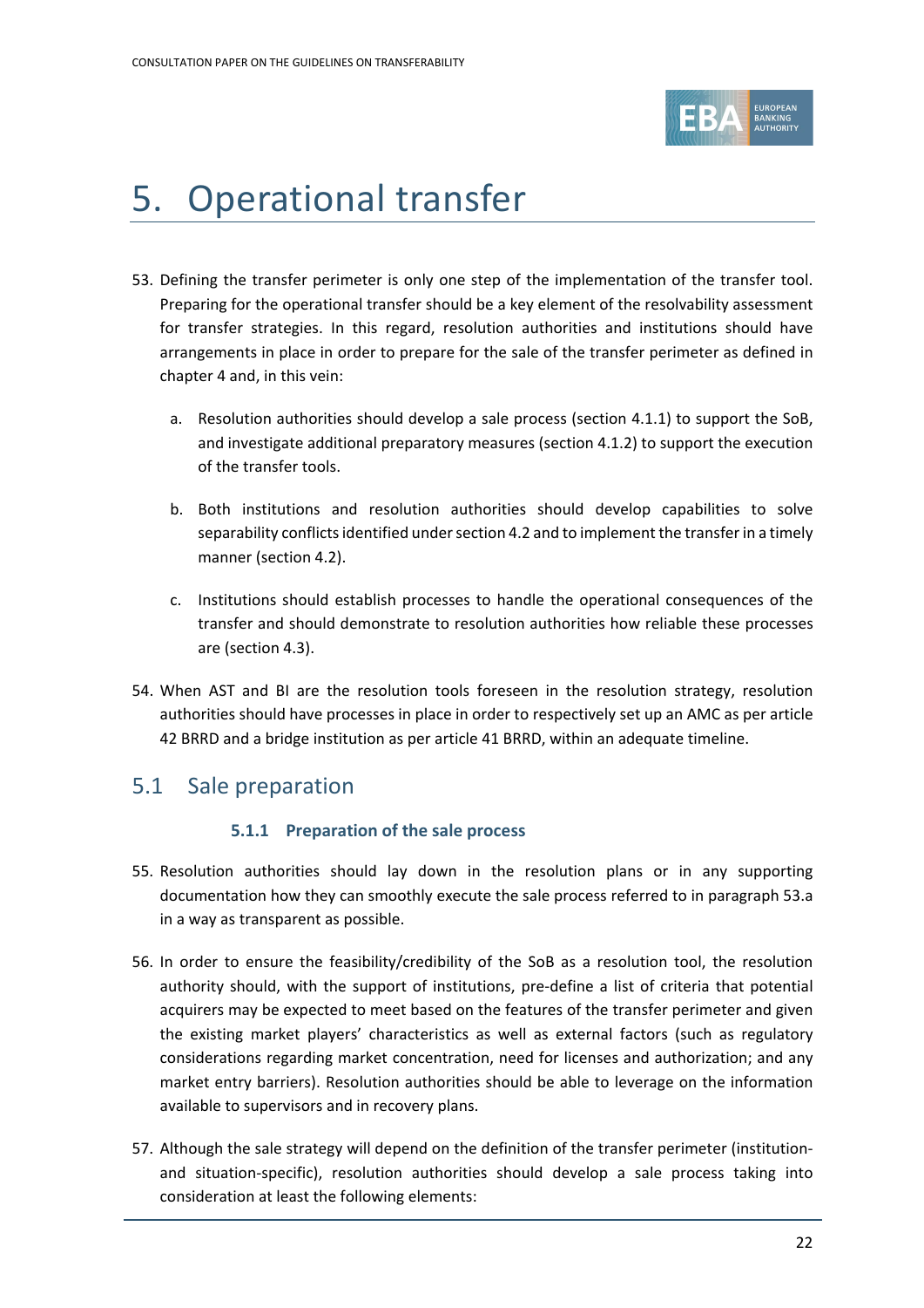# 5. Operational transfer

53. Defining the transfer perimeter is only one step of the implementation of the transfer tool. Preparing for the operational transfer should be a key element of the resolvability assessment for transfer strategies. In this regard, resolution authorities and institutions should have arrangements in place in order to prepare for the sale of the transfer perimeter as defined in chapter 4 and, in this vein:

    a. Resolution authorities should develop a sale process (section 4.1.1) to support the SoB, and investigate additional preparatory measures (section 4.1.2) to support the execution of the transfer tools.

    b. Both institutions and resolution authorities should develop capabilities to solve separability conflicts identified under section 4.2 and to implement the transfer in a timely manner (section 4.2).

    c. Institutions should establish processes to handle the operational consequences of the transfer and should demonstrate to resolution authorities how reliable these processes are (section 4.3).

54. When AST and BI are the resolution tools foreseen in the resolution strategy, resolution authorities should have processes in place in order to respectively set up an AMC as per article 42 BRRD and a bridge institution as per article 41 BRRD, within an adequate timeline.

## 5.1 Sale preparation

### 5.1.1 Preparation of the sale process

55. Resolution authorities should lay down in the resolution plans or in any supporting documentation how they can smoothly execute the sale process referred to in paragraph 53.a in a way as transparent as possible.

56. In order to ensure the feasibility/credibility of the SoB as a resolution tool, the resolution authority should, with the support of institutions, pre-define a list of criteria that potential acquirers may be expected to meet based on the features of the transfer perimeter and given the existing market players' characteristics as well as external factors (such as regulatory considerations regarding market concentration, need for licenses and authorization; and any market entry barriers). Resolution authorities should be able to leverage on the information available to supervisors and in recovery plans.

57. Although the sale strategy will depend on the definition of the transfer perimeter (institution- and situation-specific), resolution authorities should develop a sale process taking into consideration at least the following elements: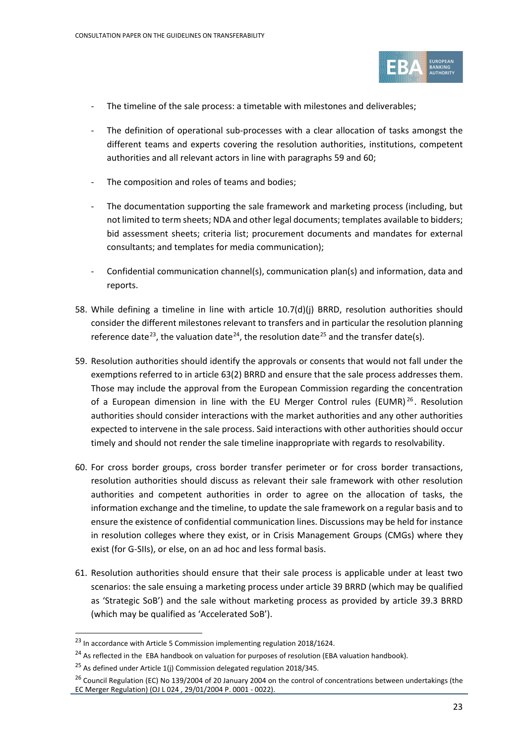- The timeline of the sale process: a timetable with milestones and deliverables;
- The definition of operational sub-processes with a clear allocation of tasks amongst the different teams and experts covering the resolution authorities, institutions, competent authorities and all relevant actors in line with paragraphs 59 and 60;
- The composition and roles of teams and bodies;
- The documentation supporting the sale framework and marketing process (including, but not limited to term sheets; NDA and other legal documents; templates available to bidders; bid assessment sheets; criteria list; procurement documents and mandates for external consultants; and templates for media communication);
- Confidential communication channel(s), communication plan(s) and information, data and reports.

58. While defining a timeline in line with article 10.7(d)(j) BRRD, resolution authorities should consider the different milestones relevant to transfers and in particular the resolution planning reference date[23], the valuation date[24], the resolution date[25] and the transfer date(s).

59. Resolution authorities should identify the approvals or consents that would not fall under the exemptions referred to in article 63(2) BRRD and ensure that the sale process addresses them. Those may include the approval from the European Commission regarding the concentration of a European dimension in line with the EU Merger Control rules (EUMR)[26]. Resolution authorities should consider interactions with the market authorities and any other authorities expected to intervene in the sale process. Said interactions with other authorities should occur timely and should not render the sale timeline inappropriate with regards to resolvability.

60. For cross border groups, cross border transfer perimeter or for cross border transactions, resolution authorities should discuss as relevant their sale framework with other resolution authorities and competent authorities in order to agree on the allocation of tasks, the information exchange and the timeline, to update the sale framework on a regular basis and to ensure the existence of confidential communication lines. Discussions may be held for instance in resolution colleges where they exist, or in Crisis Management Groups (CMGs) where they exist (for G-SIIs), or else, on an ad hoc and less formal basis.

61. Resolution authorities should ensure that their sale process is applicable under at least two scenarios: the sale ensuing a marketing process under article 39 BRRD (which may be qualified as 'Strategic SoB') and the sale without marketing process as provided by article 39.3 BRRD (which may be qualified as 'Accelerated SoB').

---

[23] In accordance with Article 5 Commission implementing regulation 2018/1624.

[24] As reflected in the EBA handbook on valuation for purposes of resolution (EBA valuation handbook).

[25] As defined under Article 1(j) Commission delegated regulation 2018/345.

[26] Council Regulation (EC) No 139/2004 of 20 January 2004 on the control of concentrations between undertakings (the EC Merger Regulation) (OJ L 024 , 29/01/2004 P. 0001 - 0022).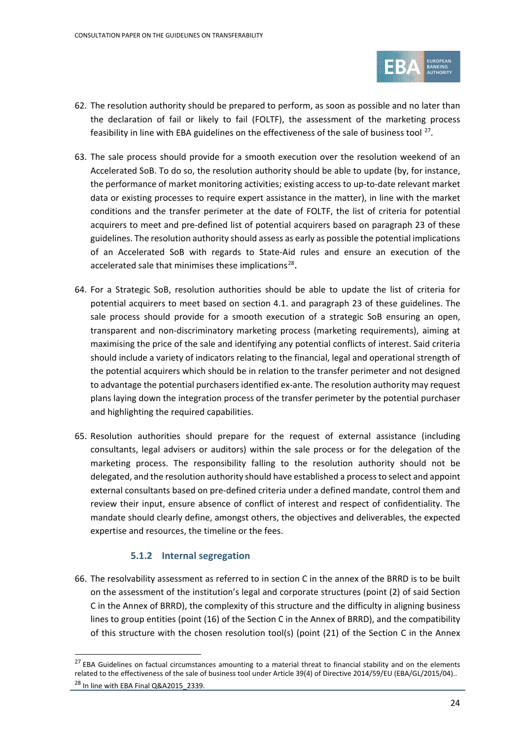62. The resolution authority should be prepared to perform, as soon as possible and no later than the declaration of fail or likely to fail (FOLTF), the assessment of the marketing process feasibility in line with EBA guidelines on the effectiveness of the sale of business tool [27].

63. The sale process should provide for a smooth execution over the resolution weekend of an Accelerated SoB. To do so, the resolution authority should be able to update (by, for instance, the performance of market monitoring activities; existing access to up-to-date relevant market data or existing processes to require expert assistance in the matter), in line with the market conditions and the transfer perimeter at the date of FOLTF, the list of criteria for potential acquirers to meet and pre-defined list of potential acquirers based on paragraph 23 of these guidelines. The resolution authority should assess as early as possible the potential implications of an Accelerated SoB with regards to State-Aid rules and ensure an execution of the accelerated sale that minimises these implications[28].

64. For a Strategic SoB, resolution authorities should be able to update the list of criteria for potential acquirers to meet based on section 4.1. and paragraph 23 of these guidelines. The sale process should provide for a smooth execution of a strategic SoB ensuring an open, transparent and non-discriminatory marketing process (marketing requirements), aiming at maximising the price of the sale and identifying any potential conflicts of interest. Said criteria should include a variety of indicators relating to the financial, legal and operational strength of the potential acquirers which should be in relation to the transfer perimeter and not designed to advantage the potential purchasers identified ex-ante. The resolution authority may request plans laying down the integration process of the transfer perimeter by the potential purchaser and highlighting the required capabilities.

65. Resolution authorities should prepare for the request of external assistance (including consultants, legal advisers or auditors) within the sale process or for the delegation of the marketing process. The responsibility falling to the resolution authority should not be delegated, and the resolution authority should have established a process to select and appoint external consultants based on pre-defined criteria under a defined mandate, control them and review their input, ensure absence of conflict of interest and respect of confidentiality. The mandate should clearly define, amongst others, the objectives and deliverables, the expected expertise and resources, the timeline or the fees.

### 5.1.2 Internal segregation

66. The resolvability assessment as referred to in section C in the annex of the BRRD is to be built on the assessment of the institution's legal and corporate structures (point (2) of said Section C in the Annex of BRRD), the complexity of this structure and the difficulty in aligning business lines to group entities (point (16) of the Section C in the Annex of BRRD), and the compatibility of this structure with the chosen resolution tool(s) (point (21) of the Section C in the Annex

---

[27] EBA Guidelines on factual circumstances amounting to a material threat to financial stability and on the elements related to the effectiveness of the sale of business tool under Article 39(4) of Directive 2014/59/EU (EBA/GL/2015/04)..

[28] In line with EBA Final Q&A2015_2339.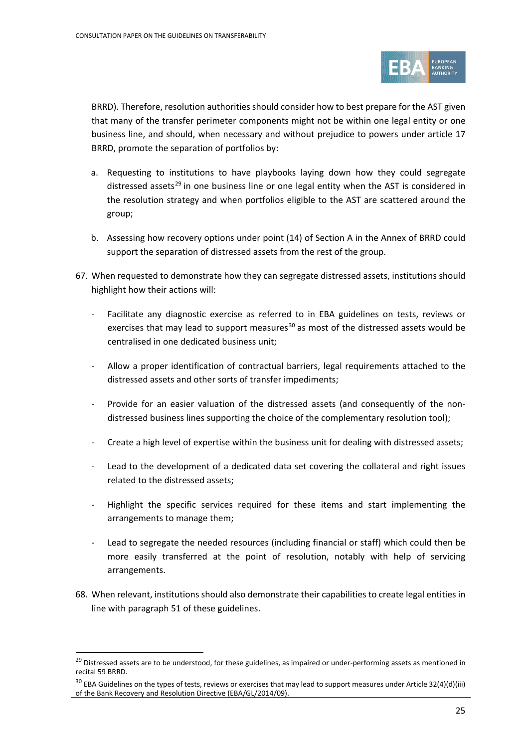BRRD). Therefore, resolution authorities should consider how to best prepare for the AST given that many of the transfer perimeter components might not be within one legal entity or one business line, and should, when necessary and without prejudice to powers under article 17 BRRD, promote the separation of portfolios by:

a. Requesting to institutions to have playbooks laying down how they could segregate distressed assets[29] in one business line or one legal entity when the AST is considered in the resolution strategy and when portfolios eligible to the AST are scattered around the group;

b. Assessing how recovery options under point (14) of Section A in the Annex of BRRD could support the separation of distressed assets from the rest of the group.

67. When requested to demonstrate how they can segregate distressed assets, institutions should highlight how their actions will:

- Facilitate any diagnostic exercise as referred to in EBA guidelines on tests, reviews or exercises that may lead to support measures[30] as most of the distressed assets would be centralised in one dedicated business unit;
- Allow a proper identification of contractual barriers, legal requirements attached to the distressed assets and other sorts of transfer impediments;
- Provide for an easier valuation of the distressed assets (and consequently of the non-distressed business lines supporting the choice of the complementary resolution tool);
- Create a high level of expertise within the business unit for dealing with distressed assets;
- Lead to the development of a dedicated data set covering the collateral and right issues related to the distressed assets;
- Highlight the specific services required for these items and start implementing the arrangements to manage them;
- Lead to segregate the needed resources (including financial or staff) which could then be more easily transferred at the point of resolution, notably with help of servicing arrangements.

68. When relevant, institutions should also demonstrate their capabilities to create legal entities in line with paragraph 51 of these guidelines.

[29] Distressed assets are to be understood, for these guidelines, as impaired or under-performing assets as mentioned in recital 59 BRRD.

[30] EBA Guidelines on the types of tests, reviews or exercises that may lead to support measures under Article 32(4)(d)(iii) of the Bank Recovery and Resolution Directive (EBA/GL/2014/09).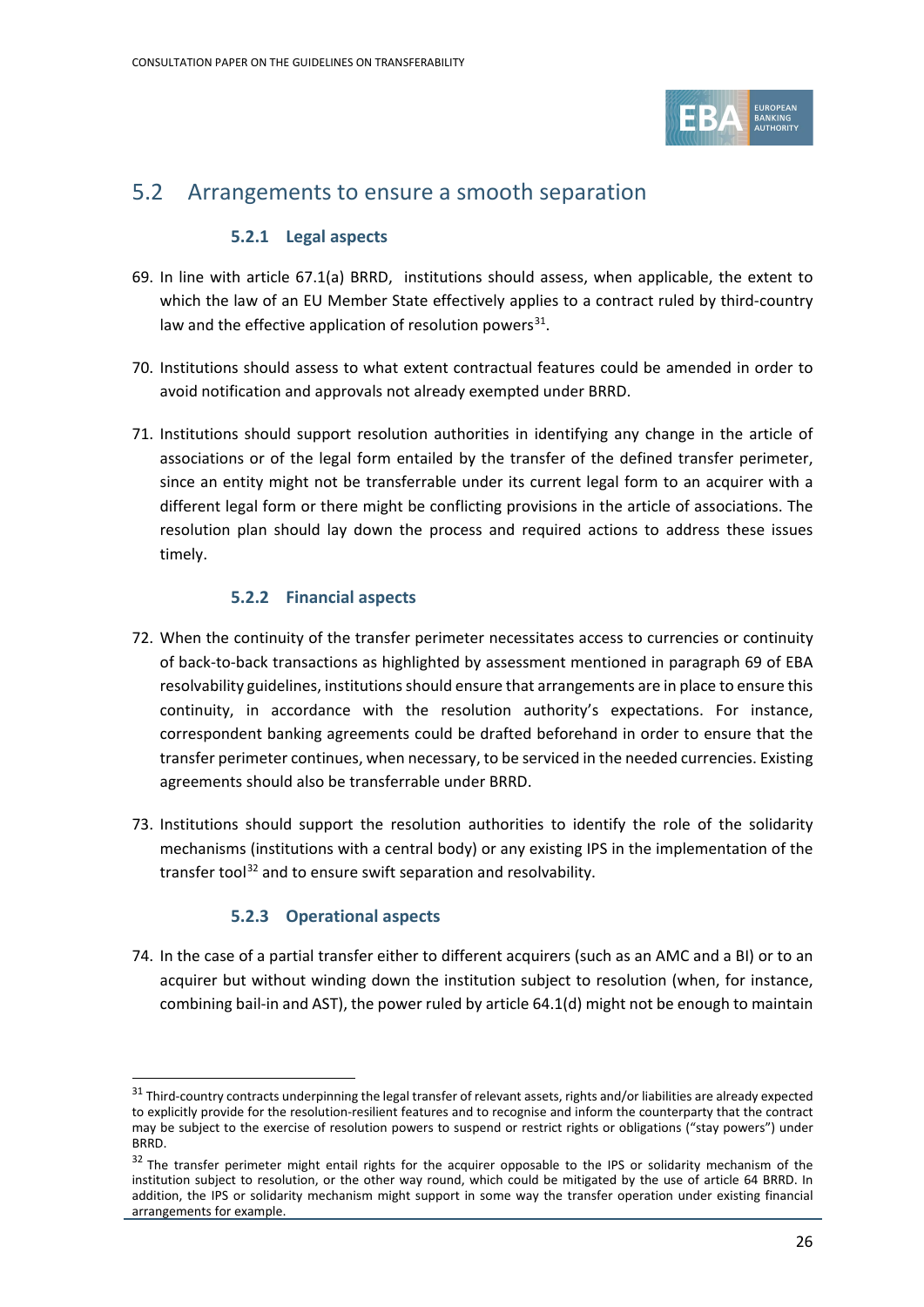## 5.2 Arrangements to ensure a smooth separation

### 5.2.1 Legal aspects

69. In line with article 67.1(a) BRRD, institutions should assess, when applicable, the extent to which the law of an EU Member State effectively applies to a contract ruled by third-country law and the effective application of resolution powers[31].

70. Institutions should assess to what extent contractual features could be amended in order to avoid notification and approvals not already exempted under BRRD.

71. Institutions should support resolution authorities in identifying any change in the article of associations or of the legal form entailed by the transfer of the defined transfer perimeter, since an entity might not be transferrable under its current legal form to an acquirer with a different legal form or there might be conflicting provisions in the article of associations. The resolution plan should lay down the process and required actions to address these issues timely.

### 5.2.2 Financial aspects

72. When the continuity of the transfer perimeter necessitates access to currencies or continuity of back-to-back transactions as highlighted by assessment mentioned in paragraph 69 of EBA resolvability guidelines, institutions should ensure that arrangements are in place to ensure this continuity, in accordance with the resolution authority's expectations. For instance, correspondent banking agreements could be drafted beforehand in order to ensure that the transfer perimeter continues, when necessary, to be serviced in the needed currencies. Existing agreements should also be transferrable under BRRD.

73. Institutions should support the resolution authorities to identify the role of the solidarity mechanisms (institutions with a central body) or any existing IPS in the implementation of the transfer tool[32] and to ensure swift separation and resolvability.

### 5.2.3 Operational aspects

74. In the case of a partial transfer either to different acquirers (such as an AMC and a BI) or to an acquirer but without winding down the institution subject to resolution (when, for instance, combining bail-in and AST), the power ruled by article 64.1(d) might not be enough to maintain

[31] Third-country contracts underpinning the legal transfer of relevant assets, rights and/or liabilities are already expected to explicitly provide for the resolution-resilient features and to recognise and inform the counterparty that the contract may be subject to the exercise of resolution powers to suspend or restrict rights or obligations ("stay powers") under BRRD.

[32] The transfer perimeter might entail rights for the acquirer opposable to the IPS or solidarity mechanism of the institution subject to resolution, or the other way round, which could be mitigated by the use of article 64 BRRD. In addition, the IPS or solidarity mechanism might support in some way the transfer operation under existing financial arrangements for example.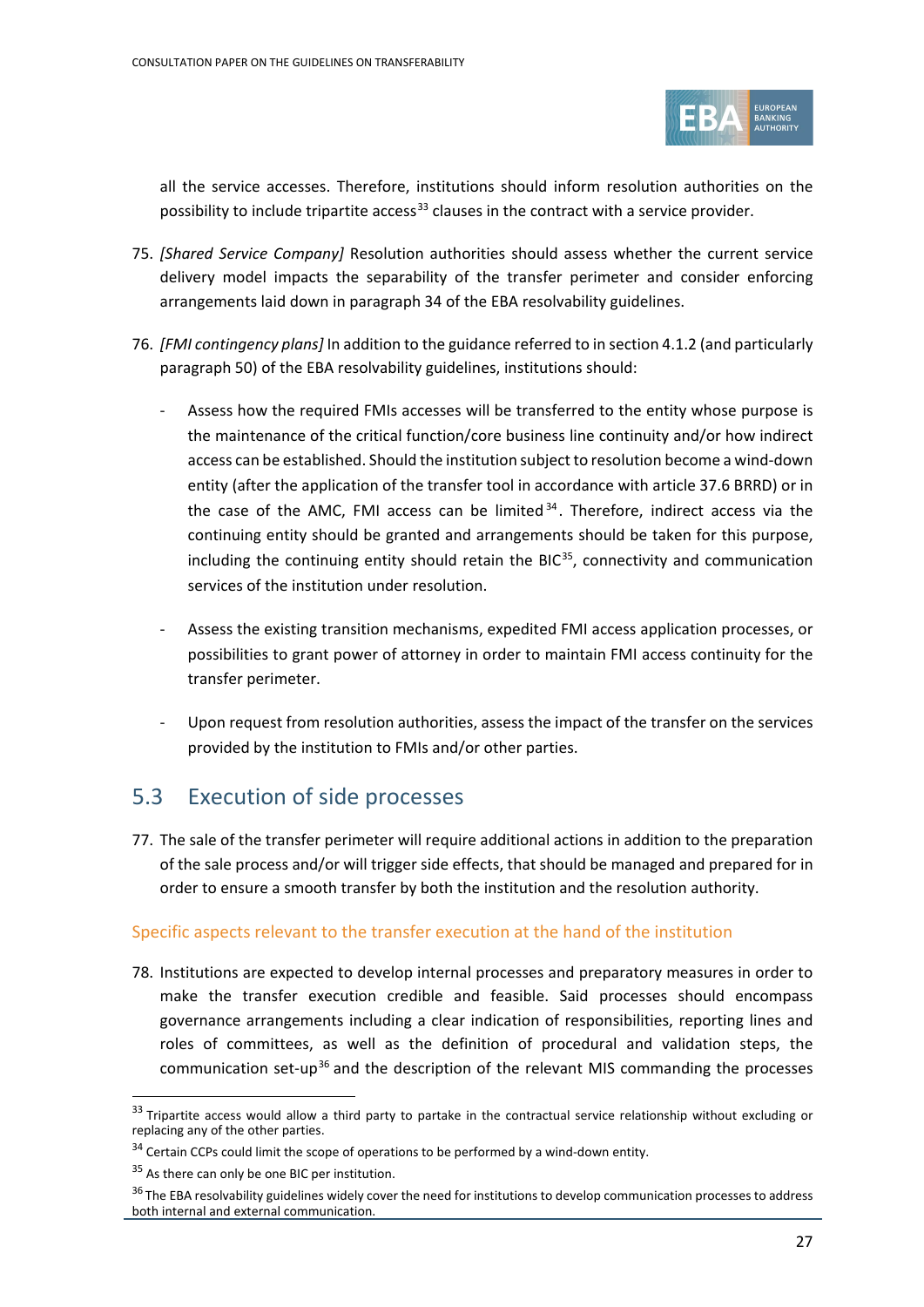all the service accesses. Therefore, institutions should inform resolution authorities on the possibility to include tripartite access[33] clauses in the contract with a service provider.

75. *[Shared Service Company]* Resolution authorities should assess whether the current service delivery model impacts the separability of the transfer perimeter and consider enforcing arrangements laid down in paragraph 34 of the EBA resolvability guidelines.

76. *[FMI contingency plans]* In addition to the guidance referred to in section 4.1.2 (and particularly paragraph 50) of the EBA resolvability guidelines, institutions should:

    - Assess how the required FMIs accesses will be transferred to the entity whose purpose is the maintenance of the critical function/core business line continuity and/or how indirect access can be established. Should the institution subject to resolution become a wind-down entity (after the application of the transfer tool in accordance with article 37.6 BRRD) or in the case of the AMC, FMI access can be limited[34]. Therefore, indirect access via the continuing entity should be granted and arrangements should be taken for this purpose, including the continuing entity should retain the BIC[35], connectivity and communication services of the institution under resolution.

    - Assess the existing transition mechanisms, expedited FMI access application processes, or possibilities to grant power of attorney in order to maintain FMI access continuity for the transfer perimeter.

    - Upon request from resolution authorities, assess the impact of the transfer on the services provided by the institution to FMIs and/or other parties.

## 5.3 Execution of side processes

77. The sale of the transfer perimeter will require additional actions in addition to the preparation of the sale process and/or will trigger side effects, that should be managed and prepared for in order to ensure a smooth transfer by both the institution and the resolution authority.

### Specific aspects relevant to the transfer execution at the hand of the institution

78. Institutions are expected to develop internal processes and preparatory measures in order to make the transfer execution credible and feasible. Said processes should encompass governance arrangements including a clear indication of responsibilities, reporting lines and roles of committees, as well as the definition of procedural and validation steps, the communication set-up[36] and the description of the relevant MIS commanding the processes

---

[33] Tripartite access would allow a third party to partake in the contractual service relationship without excluding or replacing any of the other parties.

[34] Certain CCPs could limit the scope of operations to be performed by a wind-down entity.

[35] As there can only be one BIC per institution.

[36] The EBA resolvability guidelines widely cover the need for institutions to develop communication processes to address both internal and external communication.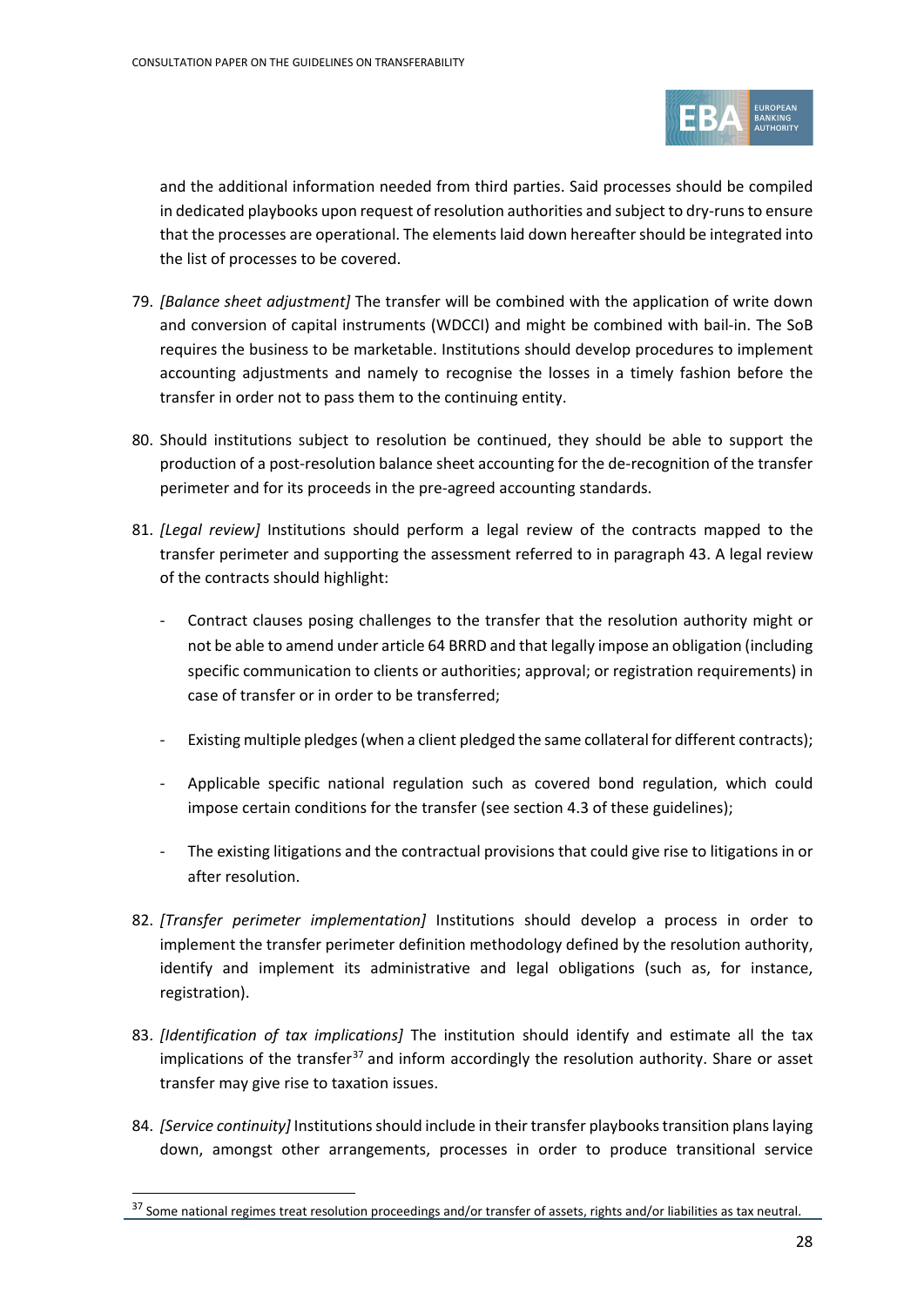and the additional information needed from third parties. Said processes should be compiled in dedicated playbooks upon request of resolution authorities and subject to dry-runs to ensure that the processes are operational. The elements laid down hereafter should be integrated into the list of processes to be covered.

79. *[Balance sheet adjustment]* The transfer will be combined with the application of write down and conversion of capital instruments (WDCCI) and might be combined with bail-in. The SoB requires the business to be marketable. Institutions should develop procedures to implement accounting adjustments and namely to recognise the losses in a timely fashion before the transfer in order not to pass them to the continuing entity.

80. Should institutions subject to resolution be continued, they should be able to support the production of a post-resolution balance sheet accounting for the de-recognition of the transfer perimeter and for its proceeds in the pre-agreed accounting standards.

81. *[Legal review]* Institutions should perform a legal review of the contracts mapped to the transfer perimeter and supporting the assessment referred to in paragraph 43. A legal review of the contracts should highlight:

    - Contract clauses posing challenges to the transfer that the resolution authority might or not be able to amend under article 64 BRRD and that legally impose an obligation (including specific communication to clients or authorities; approval; or registration requirements) in case of transfer or in order to be transferred;

    - Existing multiple pledges (when a client pledged the same collateral for different contracts);

    - Applicable specific national regulation such as covered bond regulation, which could impose certain conditions for the transfer (see section 4.3 of these guidelines);

    - The existing litigations and the contractual provisions that could give rise to litigations in or after resolution.

82. *[Transfer perimeter implementation]* Institutions should develop a process in order to implement the transfer perimeter definition methodology defined by the resolution authority, identify and implement its administrative and legal obligations (such as, for instance, registration).

83. *[Identification of tax implications]* The institution should identify and estimate all the tax implications of the transfer[37] and inform accordingly the resolution authority. Share or asset transfer may give rise to taxation issues.

84. *[Service continuity]* Institutions should include in their transfer playbooks transition plans laying down, amongst other arrangements, processes in order to produce transitional service

[37] Some national regimes treat resolution proceedings and/or transfer of assets, rights and/or liabilities as tax neutral.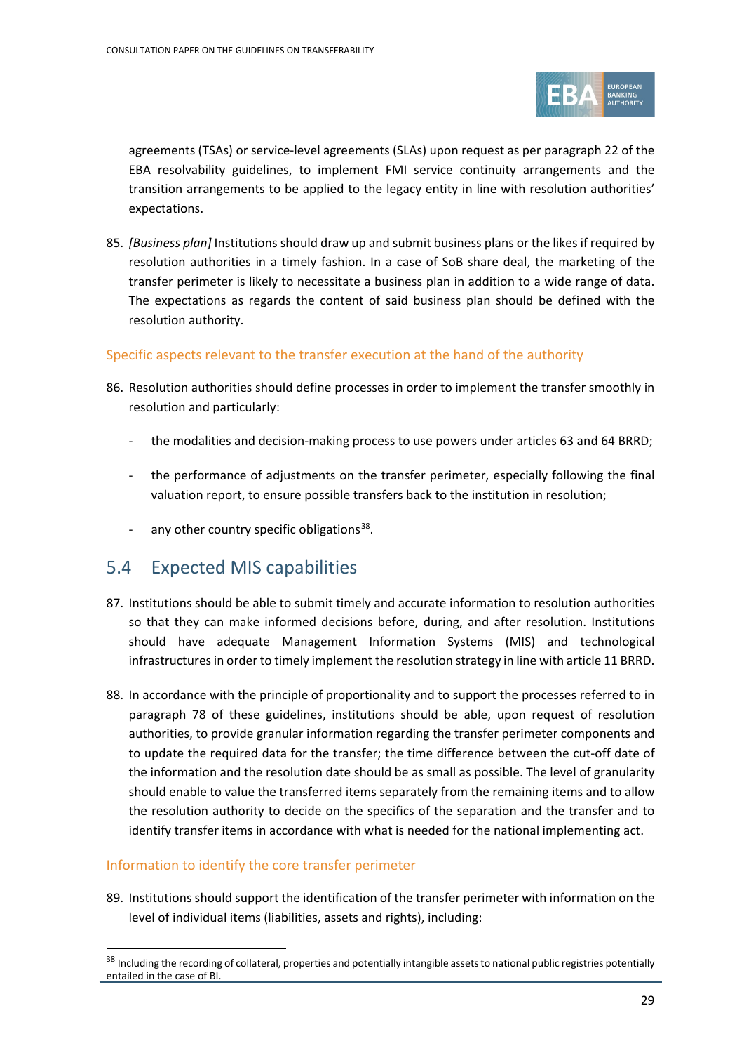agreements (TSAs) or service-level agreements (SLAs) upon request as per paragraph 22 of the EBA resolvability guidelines, to implement FMI service continuity arrangements and the transition arrangements to be applied to the legacy entity in line with resolution authorities' expectations.

85. *[Business plan]* Institutions should draw up and submit business plans or the likes if required by resolution authorities in a timely fashion. In a case of SoB share deal, the marketing of the transfer perimeter is likely to necessitate a business plan in addition to a wide range of data. The expectations as regards the content of said business plan should be defined with the resolution authority.

### Specific aspects relevant to the transfer execution at the hand of the authority

86. Resolution authorities should define processes in order to implement the transfer smoothly in resolution and particularly:

   - the modalities and decision-making process to use powers under articles 63 and 64 BRRD;
   - the performance of adjustments on the transfer perimeter, especially following the final valuation report, to ensure possible transfers back to the institution in resolution;
   - any other country specific obligations[38].

## 5.4 Expected MIS capabilities

87. Institutions should be able to submit timely and accurate information to resolution authorities so that they can make informed decisions before, during, and after resolution. Institutions should have adequate Management Information Systems (MIS) and technological infrastructures in order to timely implement the resolution strategy in line with article 11 BRRD.

88. In accordance with the principle of proportionality and to support the processes referred to in paragraph 78 of these guidelines, institutions should be able, upon request of resolution authorities, to provide granular information regarding the transfer perimeter components and to update the required data for the transfer; the time difference between the cut-off date of the information and the resolution date should be as small as possible. The level of granularity should enable to value the transferred items separately from the remaining items and to allow the resolution authority to decide on the specifics of the separation and the transfer and to identify transfer items in accordance with what is needed for the national implementing act.

### Information to identify the core transfer perimeter

89. Institutions should support the identification of the transfer perimeter with information on the level of individual items (liabilities, assets and rights), including:

[38] Including the recording of collateral, properties and potentially intangible assets to national public registries potentially entailed in the case of BI.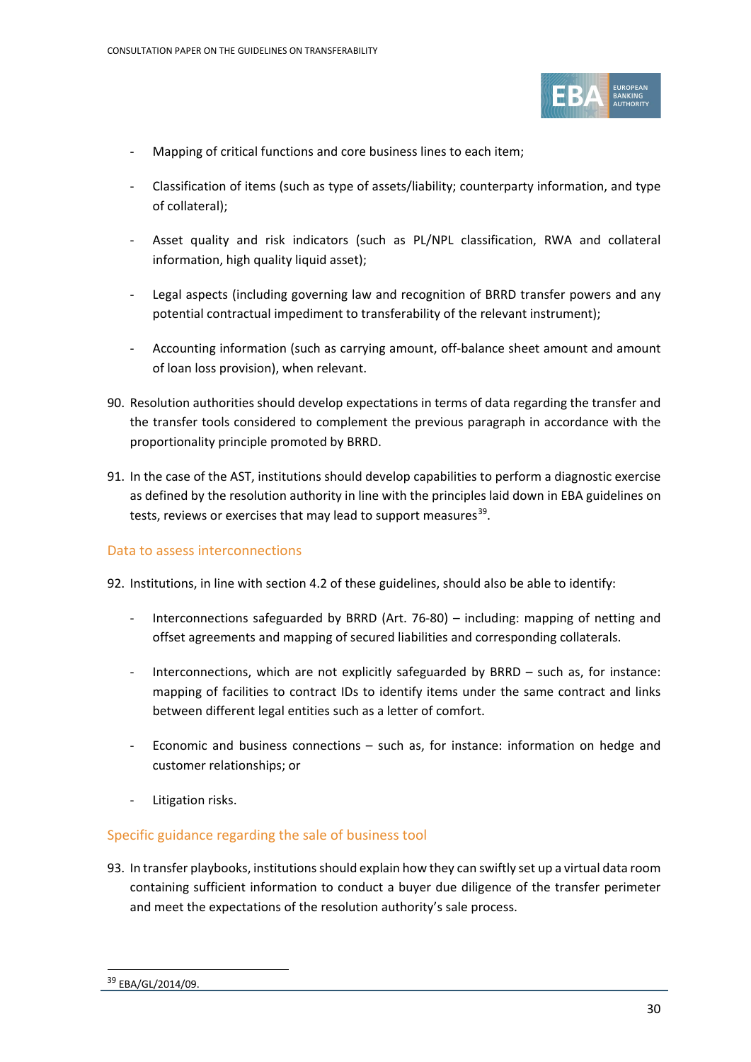- Mapping of critical functions and core business lines to each item;
- Classification of items (such as type of assets/liability; counterparty information, and type of collateral);
- Asset quality and risk indicators (such as PL/NPL classification, RWA and collateral information, high quality liquid asset);
- Legal aspects (including governing law and recognition of BRRD transfer powers and any potential contractual impediment to transferability of the relevant instrument);
- Accounting information (such as carrying amount, off-balance sheet amount and amount of loan loss provision), when relevant.

90. Resolution authorities should develop expectations in terms of data regarding the transfer and the transfer tools considered to complement the previous paragraph in accordance with the proportionality principle promoted by BRRD.

91. In the case of the AST, institutions should develop capabilities to perform a diagnostic exercise as defined by the resolution authority in line with the principles laid down in EBA guidelines on tests, reviews or exercises that may lead to support measures[39].

### Data to assess interconnections

92. Institutions, in line with section 4.2 of these guidelines, should also be able to identify:

- Interconnections safeguarded by BRRD (Art. 76-80) – including: mapping of netting and offset agreements and mapping of secured liabilities and corresponding collaterals.
- Interconnections, which are not explicitly safeguarded by BRRD – such as, for instance: mapping of facilities to contract IDs to identify items under the same contract and links between different legal entities such as a letter of comfort.
- Economic and business connections – such as, for instance: information on hedge and customer relationships; or
- Litigation risks.

### Specific guidance regarding the sale of business tool

93. In transfer playbooks, institutions should explain how they can swiftly set up a virtual data room containing sufficient information to conduct a buyer due diligence of the transfer perimeter and meet the expectations of the resolution authority's sale process.

[39] EBA/GL/2014/09.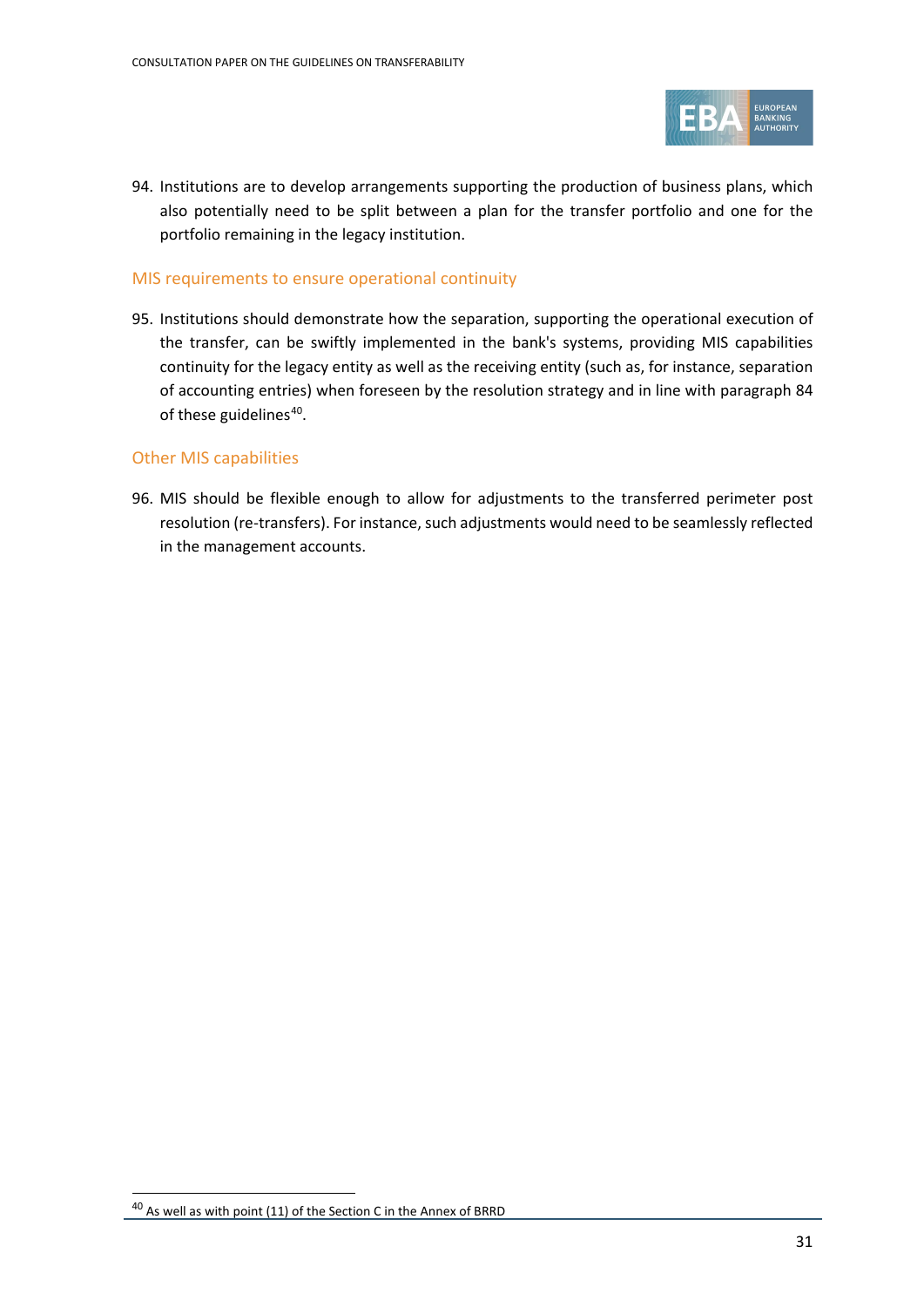94. Institutions are to develop arrangements supporting the production of business plans, which also potentially need to be split between a plan for the transfer portfolio and one for the portfolio remaining in the legacy institution.

### MIS requirements to ensure operational continuity

95. Institutions should demonstrate how the separation, supporting the operational execution of the transfer, can be swiftly implemented in the bank's systems, providing MIS capabilities continuity for the legacy entity as well as the receiving entity (such as, for instance, separation of accounting entries) when foreseen by the resolution strategy and in line with paragraph 84 of these guidelines[40].

### Other MIS capabilities

96. MIS should be flexible enough to allow for adjustments to the transferred perimeter post resolution (re-transfers). For instance, such adjustments would need to be seamlessly reflected in the management accounts.

[40] As well as with point (11) of the Section C in the Annex of BRRD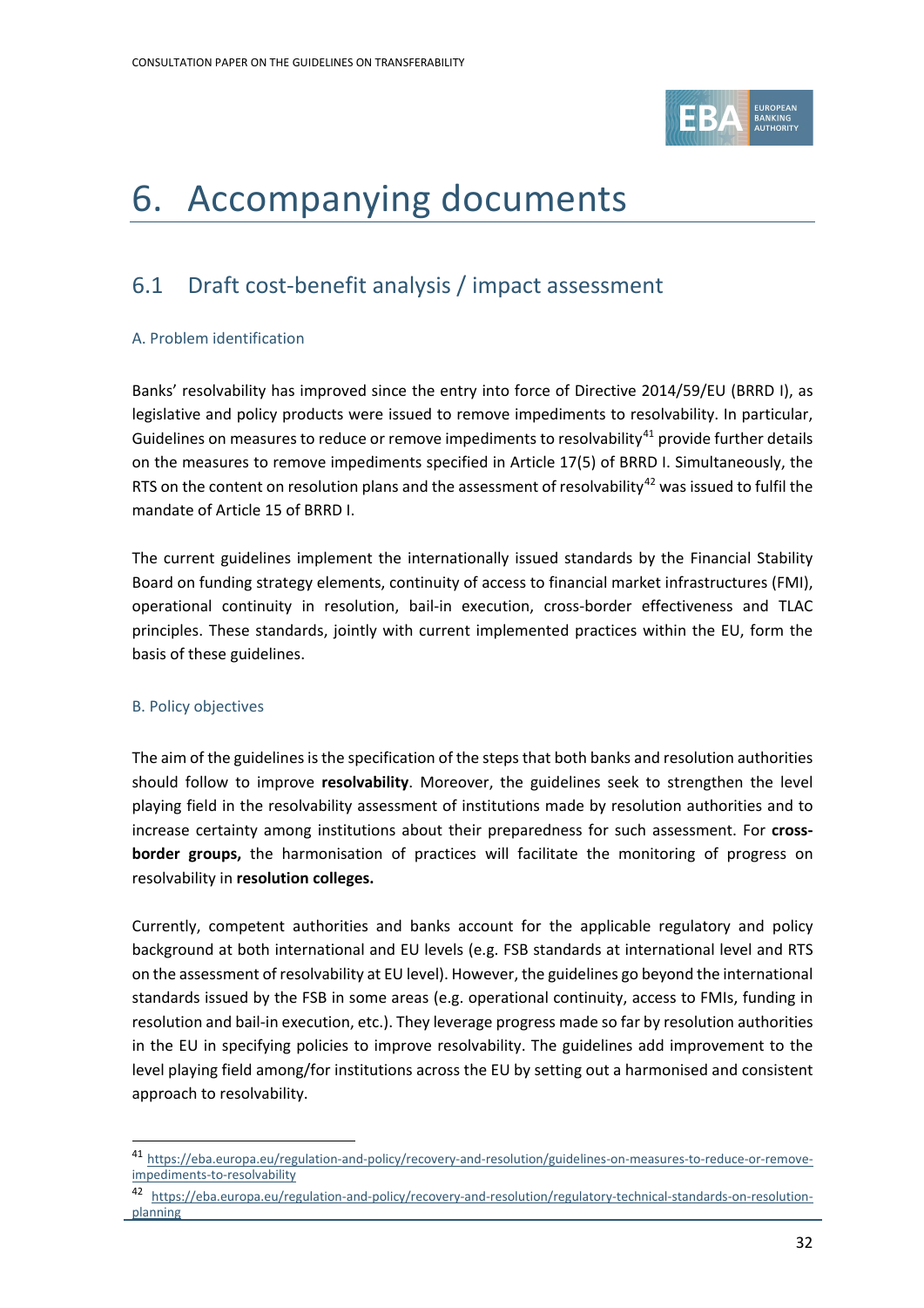# 6. Accompanying documents

## 6.1 Draft cost-benefit analysis / impact assessment

### A. Problem identification

Banks' resolvability has improved since the entry into force of Directive 2014/59/EU (BRRD I), as legislative and policy products were issued to remove impediments to resolvability. In particular, Guidelines on measures to reduce or remove impediments to resolvability[41] provide further details on the measures to remove impediments specified in Article 17(5) of BRRD I. Simultaneously, the RTS on the content on resolution plans and the assessment of resolvability[42] was issued to fulfil the mandate of Article 15 of BRRD I.

The current guidelines implement the internationally issued standards by the Financial Stability Board on funding strategy elements, continuity of access to financial market infrastructures (FMI), operational continuity in resolution, bail-in execution, cross-border effectiveness and TLAC principles. These standards, jointly with current implemented practices within the EU, form the basis of these guidelines.

### B. Policy objectives

The aim of the guidelines is the specification of the steps that both banks and resolution authorities should follow to improve **resolvability**. Moreover, the guidelines seek to strengthen the level playing field in the resolvability assessment of institutions made by resolution authorities and to increase certainty among institutions about their preparedness for such assessment. For **cross-border groups,** the harmonisation of practices will facilitate the monitoring of progress on resolvability in **resolution colleges.**

Currently, competent authorities and banks account for the applicable regulatory and policy background at both international and EU levels (e.g. FSB standards at international level and RTS on the assessment of resolvability at EU level). However, the guidelines go beyond the international standards issued by the FSB in some areas (e.g. operational continuity, access to FMIs, funding in resolution and bail-in execution, etc.). They leverage progress made so far by resolution authorities in the EU in specifying policies to improve resolvability. The guidelines add improvement to the level playing field among/for institutions across the EU by setting out a harmonised and consistent approach to resolvability.

[41] https://eba.europa.eu/regulation-and-policy/recovery-and-resolution/guidelines-on-measures-to-reduce-or-remove-impediments-to-resolvability

[42] https://eba.europa.eu/regulation-and-policy/recovery-and-resolution/regulatory-technical-standards-on-resolution-planning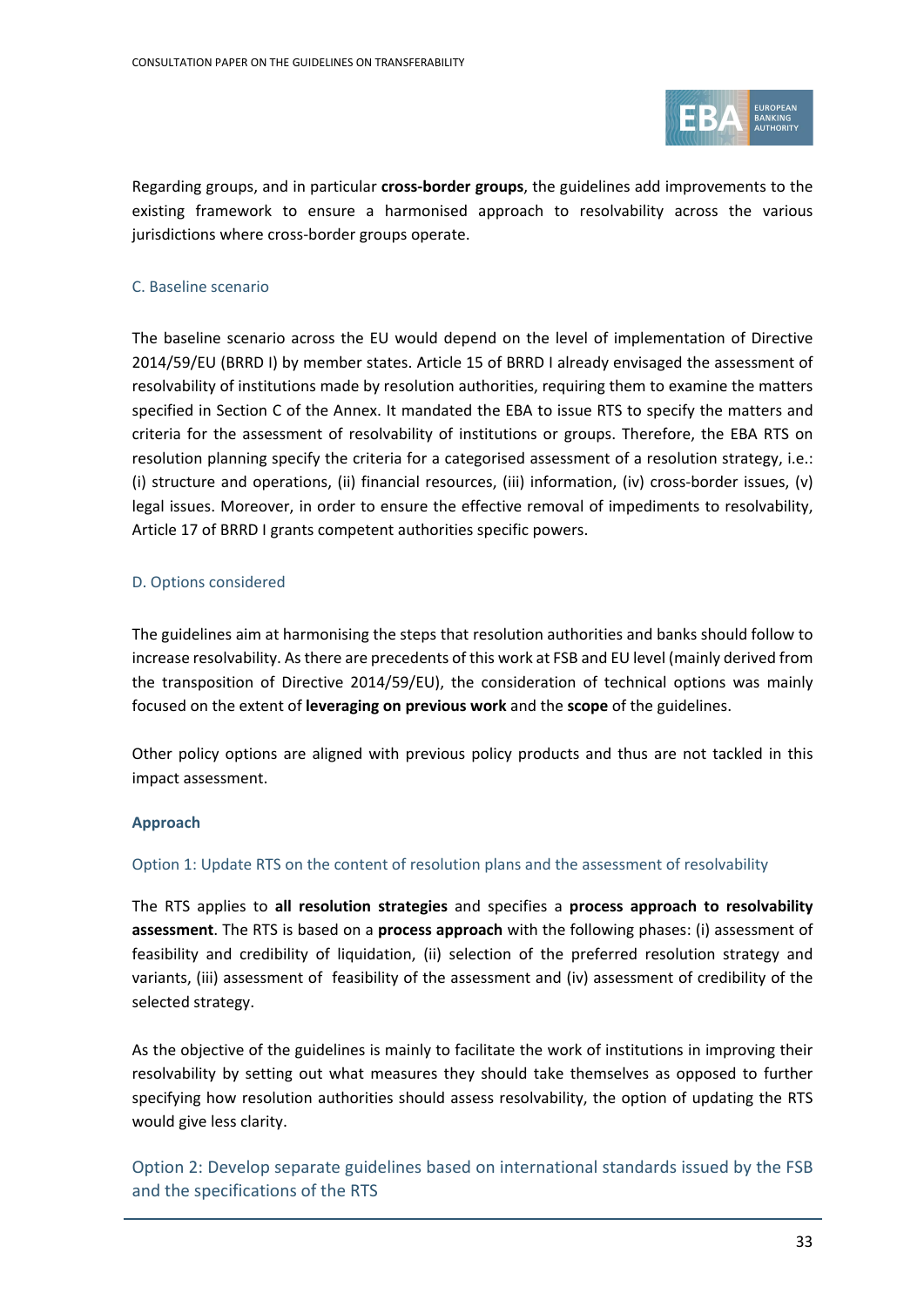Regarding groups, and in particular **cross-border groups**, the guidelines add improvements to the existing framework to ensure a harmonised approach to resolvability across the various jurisdictions where cross-border groups operate.

### C. Baseline scenario

The baseline scenario across the EU would depend on the level of implementation of Directive 2014/59/EU (BRRD I) by member states. Article 15 of BRRD I already envisaged the assessment of resolvability of institutions made by resolution authorities, requiring them to examine the matters specified in Section C of the Annex. It mandated the EBA to issue RTS to specify the matters and criteria for the assessment of resolvability of institutions or groups. Therefore, the EBA RTS on resolution planning specify the criteria for a categorised assessment of a resolution strategy, i.e.: (i) structure and operations, (ii) financial resources, (iii) information, (iv) cross-border issues, (v) legal issues. Moreover, in order to ensure the effective removal of impediments to resolvability, Article 17 of BRRD I grants competent authorities specific powers.

### D. Options considered

The guidelines aim at harmonising the steps that resolution authorities and banks should follow to increase resolvability. As there are precedents of this work at FSB and EU level (mainly derived from the transposition of Directive 2014/59/EU), the consideration of technical options was mainly focused on the extent of **leveraging on previous work** and the **scope** of the guidelines.

Other policy options are aligned with previous policy products and thus are not tackled in this impact assessment.

#### Approach

##### Option 1: Update RTS on the content of resolution plans and the assessment of resolvability

The RTS applies to **all resolution strategies** and specifies a **process approach to resolvability assessment**. The RTS is based on a **process approach** with the following phases: (i) assessment of feasibility and credibility of liquidation, (ii) selection of the preferred resolution strategy and variants, (iii) assessment of feasibility of the assessment and (iv) assessment of credibility of the selected strategy.

As the objective of the guidelines is mainly to facilitate the work of institutions in improving their resolvability by setting out what measures they should take themselves as opposed to further specifying how resolution authorities should assess resolvability, the option of updating the RTS would give less clarity.

##### Option 2: Develop separate guidelines based on international standards issued by the FSB and the specifications of the RTS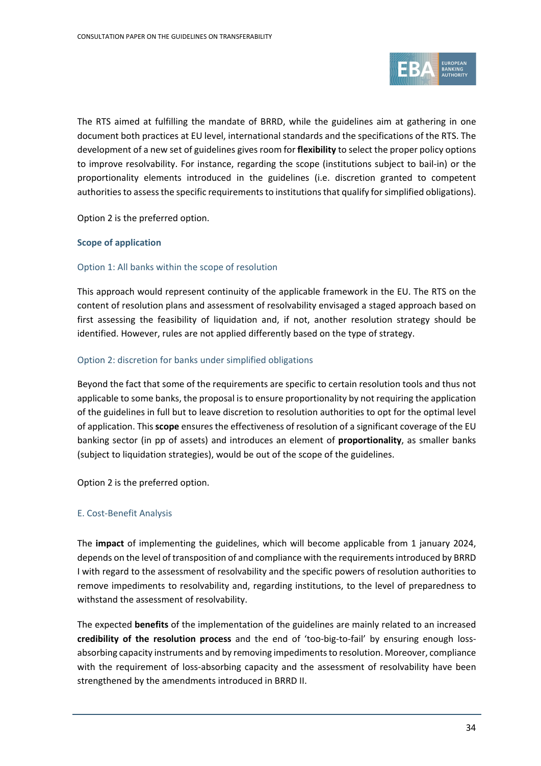The RTS aimed at fulfilling the mandate of BRRD, while the guidelines aim at gathering in one document both practices at EU level, international standards and the specifications of the RTS. The development of a new set of guidelines gives room for **flexibility** to select the proper policy options to improve resolvability. For instance, regarding the scope (institutions subject to bail-in) or the proportionality elements introduced in the guidelines (i.e. discretion granted to competent authorities to assess the specific requirements to institutions that qualify for simplified obligations).

Option 2 is the preferred option.

### Scope of application

#### Option 1: All banks within the scope of resolution

This approach would represent continuity of the applicable framework in the EU. The RTS on the content of resolution plans and assessment of resolvability envisaged a staged approach based on first assessing the feasibility of liquidation and, if not, another resolution strategy should be identified. However, rules are not applied differently based on the type of strategy.

#### Option 2: discretion for banks under simplified obligations

Beyond the fact that some of the requirements are specific to certain resolution tools and thus not applicable to some banks, the proposal is to ensure proportionality by not requiring the application of the guidelines in full but to leave discretion to resolution authorities to opt for the optimal level of application. This **scope** ensures the effectiveness of resolution of a significant coverage of the EU banking sector (in pp of assets) and introduces an element of **proportionality**, as smaller banks (subject to liquidation strategies), would be out of the scope of the guidelines.

Option 2 is the preferred option.

## E. Cost-Benefit Analysis

The **impact** of implementing the guidelines, which will become applicable from 1 january 2024, depends on the level of transposition of and compliance with the requirements introduced by BRRD I with regard to the assessment of resolvability and the specific powers of resolution authorities to remove impediments to resolvability and, regarding institutions, to the level of preparedness to withstand the assessment of resolvability.

The expected **benefits** of the implementation of the guidelines are mainly related to an increased **credibility of the resolution process** and the end of 'too-big-to-fail' by ensuring enough loss-absorbing capacity instruments and by removing impediments to resolution. Moreover, compliance with the requirement of loss-absorbing capacity and the assessment of resolvability have been strengthened by the amendments introduced in BRRD II.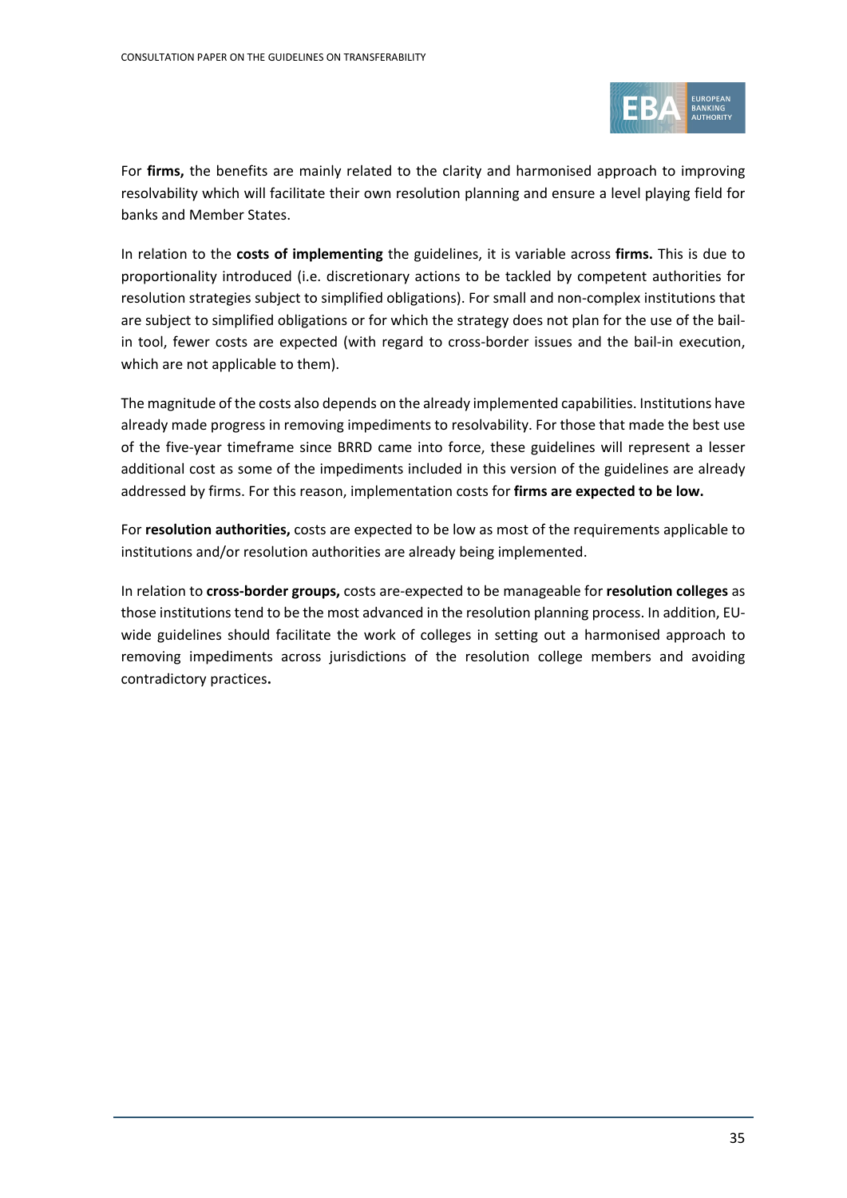For **firms,** the benefits are mainly related to the clarity and harmonised approach to improving resolvability which will facilitate their own resolution planning and ensure a level playing field for banks and Member States.

In relation to the **costs of implementing** the guidelines, it is variable across **firms.** This is due to proportionality introduced (i.e. discretionary actions to be tackled by competent authorities for resolution strategies subject to simplified obligations). For small and non-complex institutions that are subject to simplified obligations or for which the strategy does not plan for the use of the bail-in tool, fewer costs are expected (with regard to cross-border issues and the bail-in execution, which are not applicable to them).

The magnitude of the costs also depends on the already implemented capabilities. Institutions have already made progress in removing impediments to resolvability. For those that made the best use of the five-year timeframe since BRRD came into force, these guidelines will represent a lesser additional cost as some of the impediments included in this version of the guidelines are already addressed by firms. For this reason, implementation costs for **firms are expected to be low.**

For **resolution authorities,** costs are expected to be low as most of the requirements applicable to institutions and/or resolution authorities are already being implemented.

In relation to **cross-border groups,** costs are-expected to be manageable for **resolution colleges** as those institutions tend to be the most advanced in the resolution planning process. In addition, EU-wide guidelines should facilitate the work of colleges in setting out a harmonised approach to removing impediments across jurisdictions of the resolution college members and avoiding contradictory practices**.**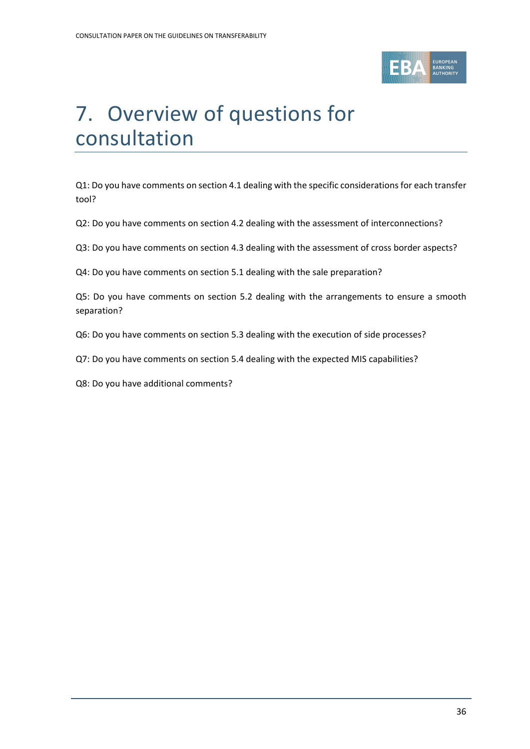# 7. Overview of questions for consultation

Q1: Do you have comments on section 4.1 dealing with the specific considerations for each transfer tool?

Q2: Do you have comments on section 4.2 dealing with the assessment of interconnections?

Q3: Do you have comments on section 4.3 dealing with the assessment of cross border aspects?

Q4: Do you have comments on section 5.1 dealing with the sale preparation?

Q5: Do you have comments on section 5.2 dealing with the arrangements to ensure a smooth separation?

Q6: Do you have comments on section 5.3 dealing with the execution of side processes?

Q7: Do you have comments on section 5.4 dealing with the expected MIS capabilities?

Q8: Do you have additional comments?